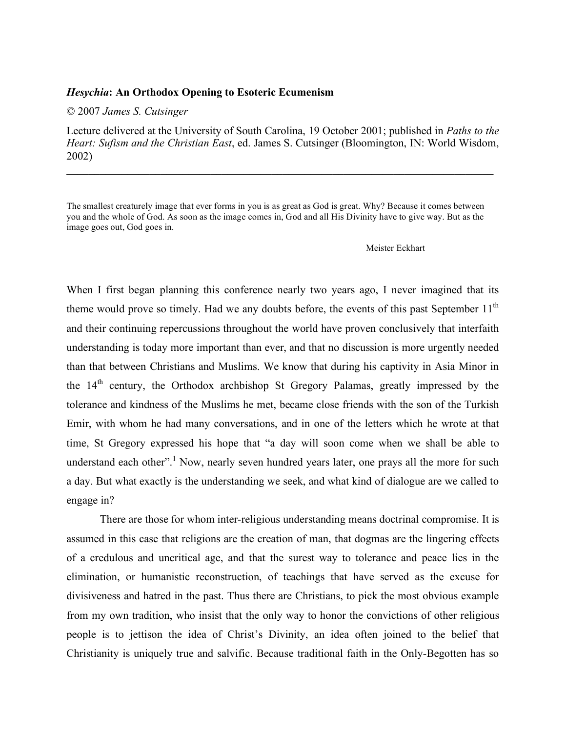***Hesychia*: An Orthodox Opening to Esoteric Ecumenism**

© 2007 *James S. Cutsinger*

Lecture delivered at the University of South Carolina, 19 October 2001; published in *Paths to the Heart: Sufism and the Christian East*, ed. James S. Cutsinger (Bloomington, IN: World Wisdom, 2002)

---

The smallest creaturely image that ever forms in you is as great as God is great. Why? Because it comes between you and the whole of God. As soon as the image comes in, God and all His Divinity have to give way. But as the image goes out, God goes in.

Meister Eckhart

When I first began planning this conference nearly two years ago, I never imagined that its theme would prove so timely. Had we any doubts before, the events of this past September 11th and their continuing repercussions throughout the world have proven conclusively that interfaith understanding is today more important than ever, and that no discussion is more urgently needed than that between Christians and Muslims. We know that during his captivity in Asia Minor in the 14th century, the Orthodox archbishop St Gregory Palamas, greatly impressed by the tolerance and kindness of the Muslims he met, became close friends with the son of the Turkish Emir, with whom he had many conversations, and in one of the letters which he wrote at that time, St Gregory expressed his hope that "a day will soon come when we shall be able to understand each other".[1] Now, nearly seven hundred years later, one prays all the more for such a day. But what exactly is the understanding we seek, and what kind of dialogue are we called to engage in?

There are those for whom inter-religious understanding means doctrinal compromise. It is assumed in this case that religions are the creation of man, that dogmas are the lingering effects of a credulous and uncritical age, and that the surest way to tolerance and peace lies in the elimination, or humanistic reconstruction, of teachings that have served as the excuse for divisiveness and hatred in the past. Thus there are Christians, to pick the most obvious example from my own tradition, who insist that the only way to honor the convictions of other religious people is to jettison the idea of Christ's Divinity, an idea often joined to the belief that Christianity is uniquely true and salvific. Because traditional faith in the Only-Begotten has so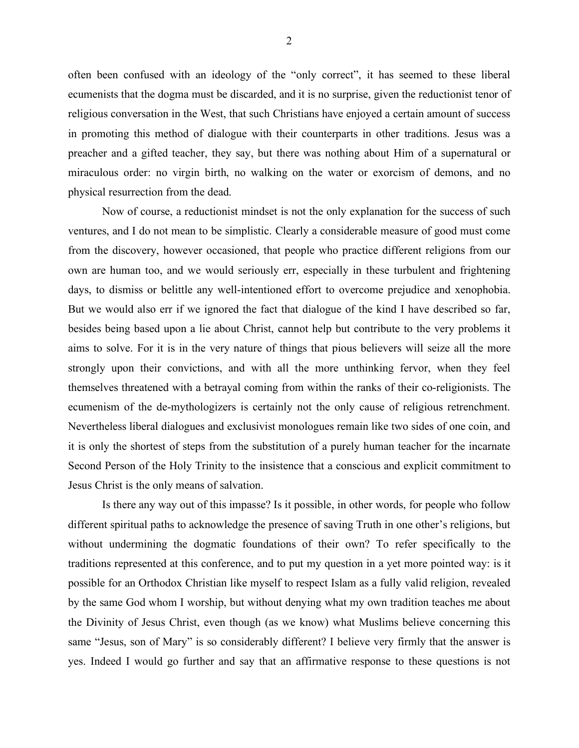often been confused with an ideology of the "only correct", it has seemed to these liberal ecumenists that the dogma must be discarded, and it is no surprise, given the reductionist tenor of religious conversation in the West, that such Christians have enjoyed a certain amount of success in promoting this method of dialogue with their counterparts in other traditions. Jesus was a preacher and a gifted teacher, they say, but there was nothing about Him of a supernatural or miraculous order: no virgin birth, no walking on the water or exorcism of demons, and no physical resurrection from the dead.

Now of course, a reductionist mindset is not the only explanation for the success of such ventures, and I do not mean to be simplistic. Clearly a considerable measure of good must come from the discovery, however occasioned, that people who practice different religions from our own are human too, and we would seriously err, especially in these turbulent and frightening days, to dismiss or belittle any well-intentioned effort to overcome prejudice and xenophobia. But we would also err if we ignored the fact that dialogue of the kind I have described so far, besides being based upon a lie about Christ, cannot help but contribute to the very problems it aims to solve. For it is in the very nature of things that pious believers will seize all the more strongly upon their convictions, and with all the more unthinking fervor, when they feel themselves threatened with a betrayal coming from within the ranks of their co-religionists. The ecumenism of the de-mythologizers is certainly not the only cause of religious retrenchment. Nevertheless liberal dialogues and exclusivist monologues remain like two sides of one coin, and it is only the shortest of steps from the substitution of a purely human teacher for the incarnate Second Person of the Holy Trinity to the insistence that a conscious and explicit commitment to Jesus Christ is the only means of salvation.

Is there any way out of this impasse? Is it possible, in other words, for people who follow different spiritual paths to acknowledge the presence of saving Truth in one other's religions, but without undermining the dogmatic foundations of their own? To refer specifically to the traditions represented at this conference, and to put my question in a yet more pointed way: is it possible for an Orthodox Christian like myself to respect Islam as a fully valid religion, revealed by the same God whom I worship, but without denying what my own tradition teaches me about the Divinity of Jesus Christ, even though (as we know) what Muslims believe concerning this same "Jesus, son of Mary" is so considerably different? I believe very firmly that the answer is yes. Indeed I would go further and say that an affirmative response to these questions is not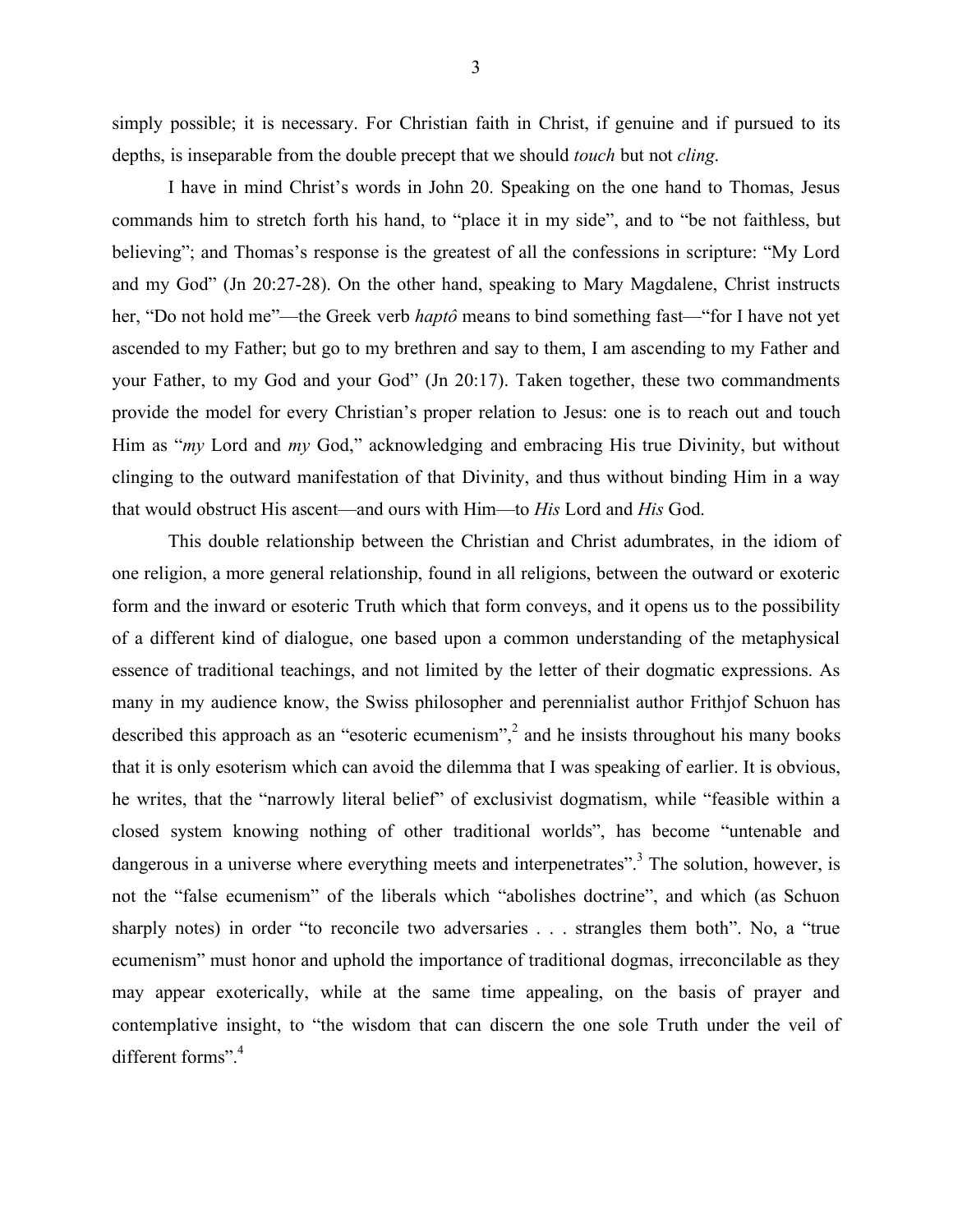simply possible; it is necessary. For Christian faith in Christ, if genuine and if pursued to its depths, is inseparable from the double precept that we should *touch* but not *cling*.

I have in mind Christ's words in John 20. Speaking on the one hand to Thomas, Jesus commands him to stretch forth his hand, to "place it in my side", and to "be not faithless, but believing"; and Thomas's response is the greatest of all the confessions in scripture: "My Lord and my God" (Jn 20:27-28). On the other hand, speaking to Mary Magdalene, Christ instructs her, "Do not hold me"—the Greek verb *haptô* means to bind something fast—"for I have not yet ascended to my Father; but go to my brethren and say to them, I am ascending to my Father and your Father, to my God and your God" (Jn 20:17). Taken together, these two commandments provide the model for every Christian's proper relation to Jesus: one is to reach out and touch Him as "*my* Lord and *my* God," acknowledging and embracing His true Divinity, but without clinging to the outward manifestation of that Divinity, and thus without binding Him in a way that would obstruct His ascent—and ours with Him—to *His* Lord and *His* God.

This double relationship between the Christian and Christ adumbrates, in the idiom of one religion, a more general relationship, found in all religions, between the outward or exoteric form and the inward or esoteric Truth which that form conveys, and it opens us to the possibility of a different kind of dialogue, one based upon a common understanding of the metaphysical essence of traditional teachings, and not limited by the letter of their dogmatic expressions. As many in my audience know, the Swiss philosopher and perennialist author Frithjof Schuon has described this approach as an "esoteric ecumenism",[2] and he insists throughout his many books that it is only esoterism which can avoid the dilemma that I was speaking of earlier. It is obvious, he writes, that the "narrowly literal belief" of exclusivist dogmatism, while "feasible within a closed system knowing nothing of other traditional worlds", has become "untenable and dangerous in a universe where everything meets and interpenetrates".[3] The solution, however, is not the "false ecumenism" of the liberals which "abolishes doctrine", and which (as Schuon sharply notes) in order "to reconcile two adversaries . . . strangles them both". No, a "true ecumenism" must honor and uphold the importance of traditional dogmas, irreconcilable as they may appear exoterically, while at the same time appealing, on the basis of prayer and contemplative insight, to "the wisdom that can discern the one sole Truth under the veil of different forms".[4]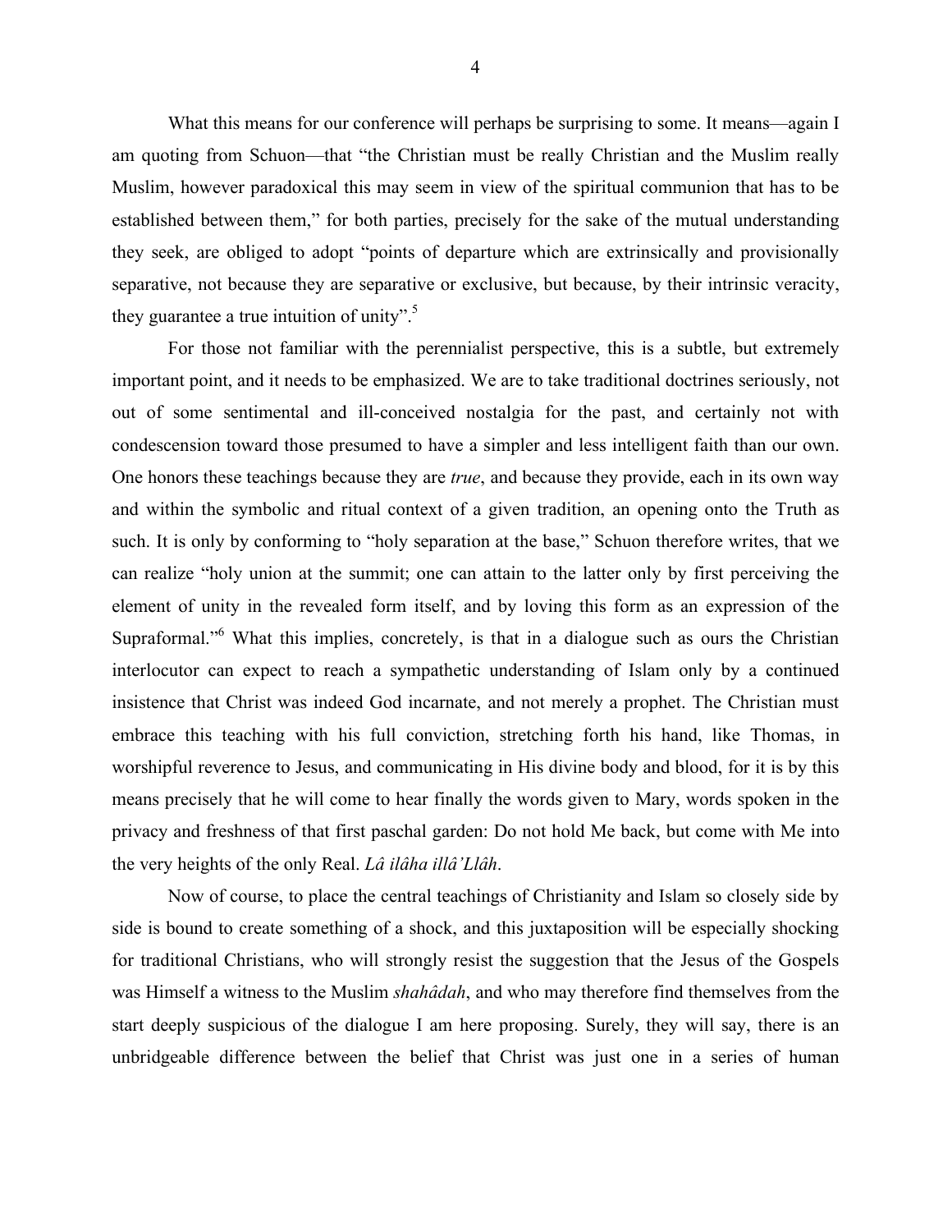What this means for our conference will perhaps be surprising to some. It means—again I am quoting from Schuon—that "the Christian must be really Christian and the Muslim really Muslim, however paradoxical this may seem in view of the spiritual communion that has to be established between them," for both parties, precisely for the sake of the mutual understanding they seek, are obliged to adopt "points of departure which are extrinsically and provisionally separative, not because they are separative or exclusive, but because, by their intrinsic veracity, they guarantee a true intuition of unity".[5]

For those not familiar with the perennialist perspective, this is a subtle, but extremely important point, and it needs to be emphasized. We are to take traditional doctrines seriously, not out of some sentimental and ill-conceived nostalgia for the past, and certainly not with condescension toward those presumed to have a simpler and less intelligent faith than our own. One honors these teachings because they are *true*, and because they provide, each in its own way and within the symbolic and ritual context of a given tradition, an opening onto the Truth as such. It is only by conforming to "holy separation at the base," Schuon therefore writes, that we can realize "holy union at the summit; one can attain to the latter only by first perceiving the element of unity in the revealed form itself, and by loving this form as an expression of the Supraformal."[6] What this implies, concretely, is that in a dialogue such as ours the Christian interlocutor can expect to reach a sympathetic understanding of Islam only by a continued insistence that Christ was indeed God incarnate, and not merely a prophet. The Christian must embrace this teaching with his full conviction, stretching forth his hand, like Thomas, in worshipful reverence to Jesus, and communicating in His divine body and blood, for it is by this means precisely that he will come to hear finally the words given to Mary, words spoken in the privacy and freshness of that first paschal garden: Do not hold Me back, but come with Me into the very heights of the only Real. *Lâ ilâha illâ'Llâh*.

Now of course, to place the central teachings of Christianity and Islam so closely side by side is bound to create something of a shock, and this juxtaposition will be especially shocking for traditional Christians, who will strongly resist the suggestion that the Jesus of the Gospels was Himself a witness to the Muslim *shahâdah*, and who may therefore find themselves from the start deeply suspicious of the dialogue I am here proposing. Surely, they will say, there is an unbridgeable difference between the belief that Christ was just one in a series of human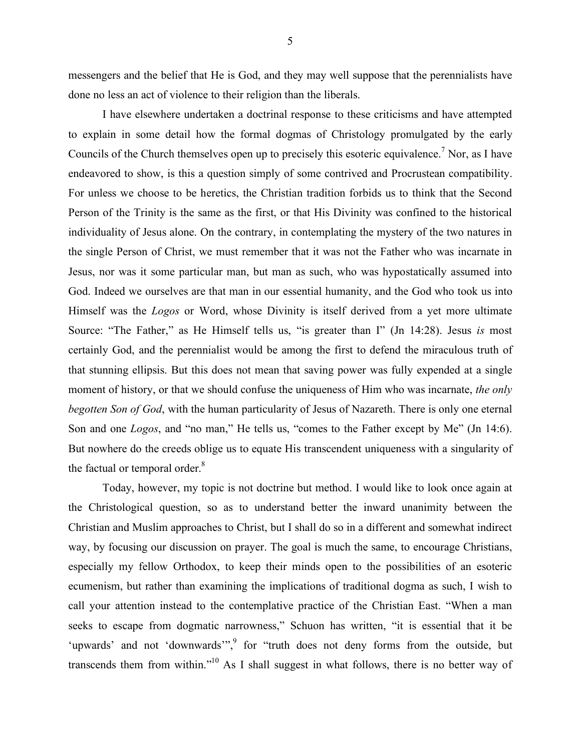messengers and the belief that He is God, and they may well suppose that the perennialists have done no less an act of violence to their religion than the liberals.

I have elsewhere undertaken a doctrinal response to these criticisms and have attempted to explain in some detail how the formal dogmas of Christology promulgated by the early Councils of the Church themselves open up to precisely this esoteric equivalence.[7] Nor, as I have endeavored to show, is this a question simply of some contrived and Procrustean compatibility. For unless we choose to be heretics, the Christian tradition forbids us to think that the Second Person of the Trinity is the same as the first, or that His Divinity was confined to the historical individuality of Jesus alone. On the contrary, in contemplating the mystery of the two natures in the single Person of Christ, we must remember that it was not the Father who was incarnate in Jesus, nor was it some particular man, but man as such, who was hypostatically assumed into God. Indeed we ourselves are that man in our essential humanity, and the God who took us into Himself was the *Logos* or Word, whose Divinity is itself derived from a yet more ultimate Source: "The Father," as He Himself tells us, "is greater than I" (Jn 14:28). Jesus *is* most certainly God, and the perennialist would be among the first to defend the miraculous truth of that stunning ellipsis. But this does not mean that saving power was fully expended at a single moment of history, or that we should confuse the uniqueness of Him who was incarnate, *the only begotten Son of God*, with the human particularity of Jesus of Nazareth. There is only one eternal Son and one *Logos*, and "no man," He tells us, "comes to the Father except by Me" (Jn 14:6). But nowhere do the creeds oblige us to equate His transcendent uniqueness with a singularity of the factual or temporal order.[8]

Today, however, my topic is not doctrine but method. I would like to look once again at the Christological question, so as to understand better the inward unanimity between the Christian and Muslim approaches to Christ, but I shall do so in a different and somewhat indirect way, by focusing our discussion on prayer. The goal is much the same, to encourage Christians, especially my fellow Orthodox, to keep their minds open to the possibilities of an esoteric ecumenism, but rather than examining the implications of traditional dogma as such, I wish to call your attention instead to the contemplative practice of the Christian East. "When a man seeks to escape from dogmatic narrowness," Schuon has written, "it is essential that it be 'upwards' and not 'downwards'",[9] for "truth does not deny forms from the outside, but transcends them from within."[10] As I shall suggest in what follows, there is no better way of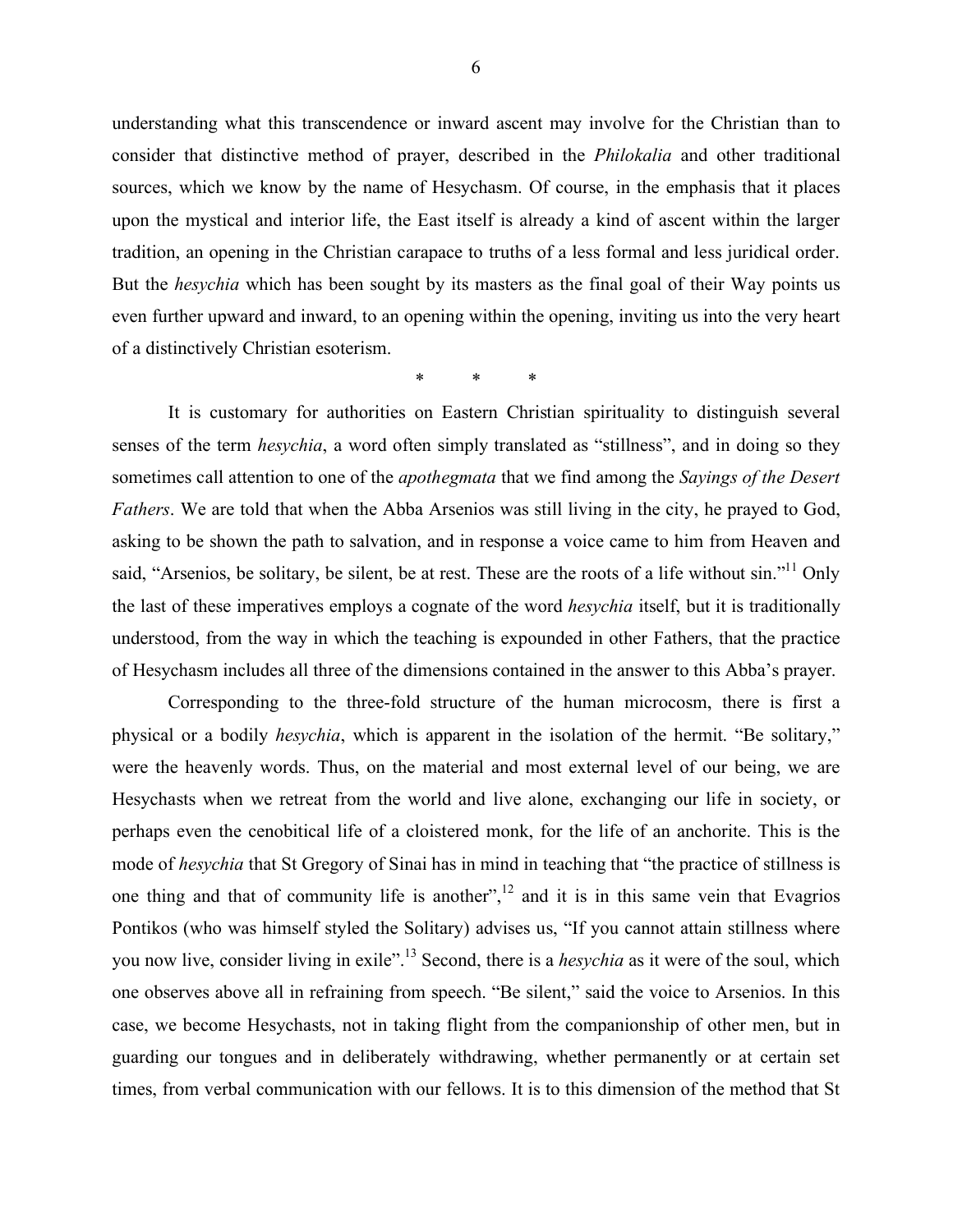understanding what this transcendence or inward ascent may involve for the Christian than to consider that distinctive method of prayer, described in the *Philokalia* and other traditional sources, which we know by the name of Hesychasm. Of course, in the emphasis that it places upon the mystical and interior life, the East itself is already a kind of ascent within the larger tradition, an opening in the Christian carapace to truths of a less formal and less juridical order. But the *hesychia* which has been sought by its masters as the final goal of their Way points us even further upward and inward, to an opening within the opening, inviting us into the very heart of a distinctively Christian esoterism.

\*  \*  \*

It is customary for authorities on Eastern Christian spirituality to distinguish several senses of the term *hesychia*, a word often simply translated as "stillness", and in doing so they sometimes call attention to one of the *apothegmata* that we find among the *Sayings of the Desert Fathers*. We are told that when the Abba Arsenios was still living in the city, he prayed to God, asking to be shown the path to salvation, and in response a voice came to him from Heaven and said, "Arsenios, be solitary, be silent, be at rest. These are the roots of a life without sin."[11] Only the last of these imperatives employs a cognate of the word *hesychia* itself, but it is traditionally understood, from the way in which the teaching is expounded in other Fathers, that the practice of Hesychasm includes all three of the dimensions contained in the answer to this Abba's prayer.

Corresponding to the three-fold structure of the human microcosm, there is first a physical or a bodily *hesychia*, which is apparent in the isolation of the hermit. "Be solitary," were the heavenly words. Thus, on the material and most external level of our being, we are Hesychasts when we retreat from the world and live alone, exchanging our life in society, or perhaps even the cenobitical life of a cloistered monk, for the life of an anchorite. This is the mode of *hesychia* that St Gregory of Sinai has in mind in teaching that "the practice of stillness is one thing and that of community life is another",[12] and it is in this same vein that Evagrios Pontikos (who was himself styled the Solitary) advises us, "If you cannot attain stillness where you now live, consider living in exile".[13] Second, there is a *hesychia* as it were of the soul, which one observes above all in refraining from speech. "Be silent," said the voice to Arsenios. In this case, we become Hesychasts, not in taking flight from the companionship of other men, but in guarding our tongues and in deliberately withdrawing, whether permanently or at certain set times, from verbal communication with our fellows. It is to this dimension of the method that St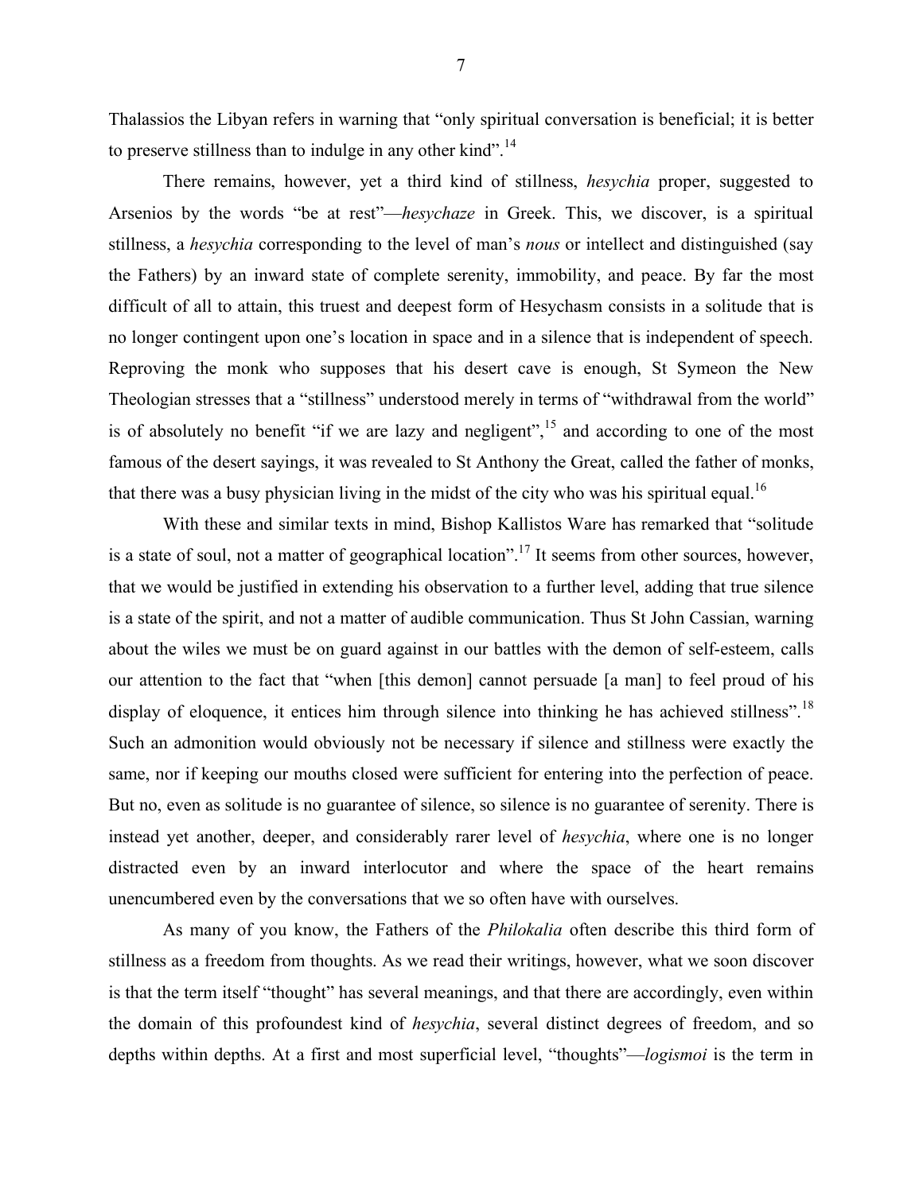Thalassios the Libyan refers in warning that "only spiritual conversation is beneficial; it is better to preserve stillness than to indulge in any other kind".[14]

There remains, however, yet a third kind of stillness, *hesychia* proper, suggested to Arsenios by the words "be at rest"—*hesychaze* in Greek. This, we discover, is a spiritual stillness, a *hesychia* corresponding to the level of man's *nous* or intellect and distinguished (say the Fathers) by an inward state of complete serenity, immobility, and peace. By far the most difficult of all to attain, this truest and deepest form of Hesychasm consists in a solitude that is no longer contingent upon one's location in space and in a silence that is independent of speech. Reproving the monk who supposes that his desert cave is enough, St Symeon the New Theologian stresses that a "stillness" understood merely in terms of "withdrawal from the world" is of absolutely no benefit "if we are lazy and negligent",[15] and according to one of the most famous of the desert sayings, it was revealed to St Anthony the Great, called the father of monks, that there was a busy physician living in the midst of the city who was his spiritual equal.[16]

With these and similar texts in mind, Bishop Kallistos Ware has remarked that "solitude is a state of soul, not a matter of geographical location".[17] It seems from other sources, however, that we would be justified in extending his observation to a further level, adding that true silence is a state of the spirit, and not a matter of audible communication. Thus St John Cassian, warning about the wiles we must be on guard against in our battles with the demon of self-esteem, calls our attention to the fact that "when [this demon] cannot persuade [a man] to feel proud of his display of eloquence, it entices him through silence into thinking he has achieved stillness".[18] Such an admonition would obviously not be necessary if silence and stillness were exactly the same, nor if keeping our mouths closed were sufficient for entering into the perfection of peace. But no, even as solitude is no guarantee of silence, so silence is no guarantee of serenity. There is instead yet another, deeper, and considerably rarer level of *hesychia*, where one is no longer distracted even by an inward interlocutor and where the space of the heart remains unencumbered even by the conversations that we so often have with ourselves.

As many of you know, the Fathers of the *Philokalia* often describe this third form of stillness as a freedom from thoughts. As we read their writings, however, what we soon discover is that the term itself "thought" has several meanings, and that there are accordingly, even within the domain of this profoundest kind of *hesychia*, several distinct degrees of freedom, and so depths within depths. At a first and most superficial level, "thoughts"—*logismoi* is the term in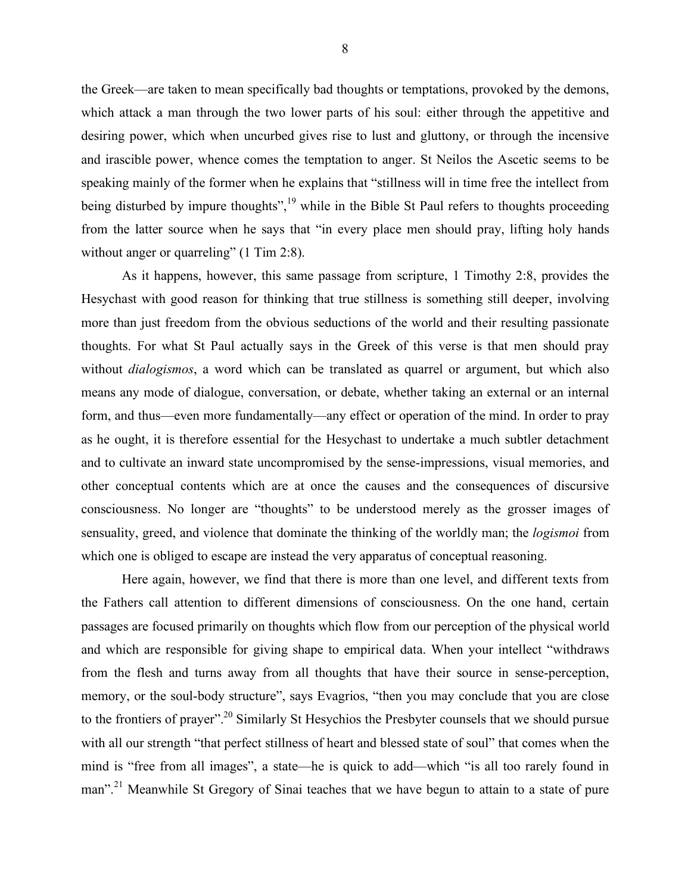the Greek—are taken to mean specifically bad thoughts or temptations, provoked by the demons, which attack a man through the two lower parts of his soul: either through the appetitive and desiring power, which when uncurbed gives rise to lust and gluttony, or through the incensive and irascible power, whence comes the temptation to anger. St Neilos the Ascetic seems to be speaking mainly of the former when he explains that "stillness will in time free the intellect from being disturbed by impure thoughts",[19] while in the Bible St Paul refers to thoughts proceeding from the latter source when he says that "in every place men should pray, lifting holy hands without anger or quarreling" (1 Tim 2:8).

As it happens, however, this same passage from scripture, 1 Timothy 2:8, provides the Hesychast with good reason for thinking that true stillness is something still deeper, involving more than just freedom from the obvious seductions of the world and their resulting passionate thoughts. For what St Paul actually says in the Greek of this verse is that men should pray without *dialogismos*, a word which can be translated as quarrel or argument, but which also means any mode of dialogue, conversation, or debate, whether taking an external or an internal form, and thus—even more fundamentally—any effect or operation of the mind. In order to pray as he ought, it is therefore essential for the Hesychast to undertake a much subtler detachment and to cultivate an inward state uncompromised by the sense-impressions, visual memories, and other conceptual contents which are at once the causes and the consequences of discursive consciousness. No longer are "thoughts" to be understood merely as the grosser images of sensuality, greed, and violence that dominate the thinking of the worldly man; the *logismoi* from which one is obliged to escape are instead the very apparatus of conceptual reasoning.

Here again, however, we find that there is more than one level, and different texts from the Fathers call attention to different dimensions of consciousness. On the one hand, certain passages are focused primarily on thoughts which flow from our perception of the physical world and which are responsible for giving shape to empirical data. When your intellect "withdraws from the flesh and turns away from all thoughts that have their source in sense-perception, memory, or the soul-body structure", says Evagrios, "then you may conclude that you are close to the frontiers of prayer".[20] Similarly St Hesychios the Presbyter counsels that we should pursue with all our strength "that perfect stillness of heart and blessed state of soul" that comes when the mind is "free from all images", a state—he is quick to add—which "is all too rarely found in man".[21] Meanwhile St Gregory of Sinai teaches that we have begun to attain to a state of pure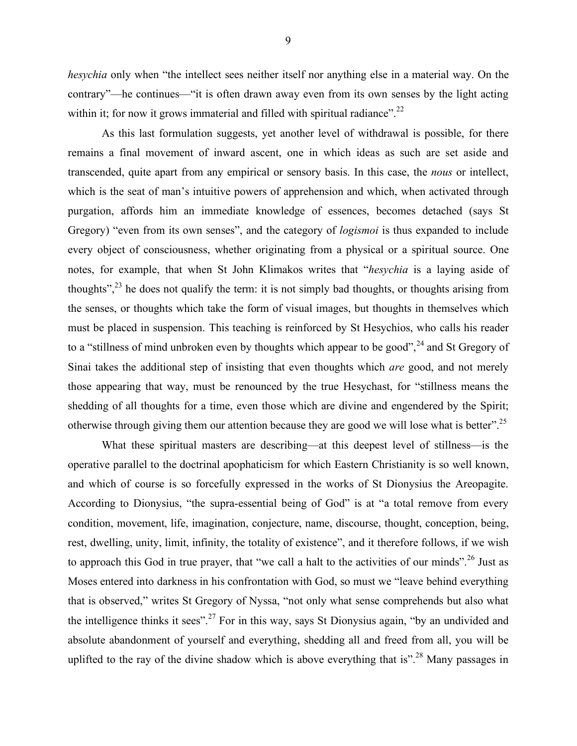*hesychia* only when "the intellect sees neither itself nor anything else in a material way. On the contrary"—he continues—"it is often drawn away even from its own senses by the light acting within it; for now it grows immaterial and filled with spiritual radiance".[22]

As this last formulation suggests, yet another level of withdrawal is possible, for there remains a final movement of inward ascent, one in which ideas as such are set aside and transcended, quite apart from any empirical or sensory basis. In this case, the *nous* or intellect, which is the seat of man's intuitive powers of apprehension and which, when activated through purgation, affords him an immediate knowledge of essences, becomes detached (says St Gregory) "even from its own senses", and the category of *logismoi* is thus expanded to include every object of consciousness, whether originating from a physical or a spiritual source. One notes, for example, that when St John Klimakos writes that "*hesychia* is a laying aside of thoughts",[23] he does not qualify the term: it is not simply bad thoughts, or thoughts arising from the senses, or thoughts which take the form of visual images, but thoughts in themselves which must be placed in suspension. This teaching is reinforced by St Hesychios, who calls his reader to a "stillness of mind unbroken even by thoughts which appear to be good",[24] and St Gregory of Sinai takes the additional step of insisting that even thoughts which *are* good, and not merely those appearing that way, must be renounced by the true Hesychast, for "stillness means the shedding of all thoughts for a time, even those which are divine and engendered by the Spirit; otherwise through giving them our attention because they are good we will lose what is better".[25]

What these spiritual masters are describing—at this deepest level of stillness—is the operative parallel to the doctrinal apophaticism for which Eastern Christianity is so well known, and which of course is so forcefully expressed in the works of St Dionysius the Areopagite. According to Dionysius, "the supra-essential being of God" is at "a total remove from every condition, movement, life, imagination, conjecture, name, discourse, thought, conception, being, rest, dwelling, unity, limit, infinity, the totality of existence", and it therefore follows, if we wish to approach this God in true prayer, that "we call a halt to the activities of our minds".[26] Just as Moses entered into darkness in his confrontation with God, so must we "leave behind everything that is observed," writes St Gregory of Nyssa, "not only what sense comprehends but also what the intelligence thinks it sees".[27] For in this way, says St Dionysius again, "by an undivided and absolute abandonment of yourself and everything, shedding all and freed from all, you will be uplifted to the ray of the divine shadow which is above everything that is".[28] Many passages in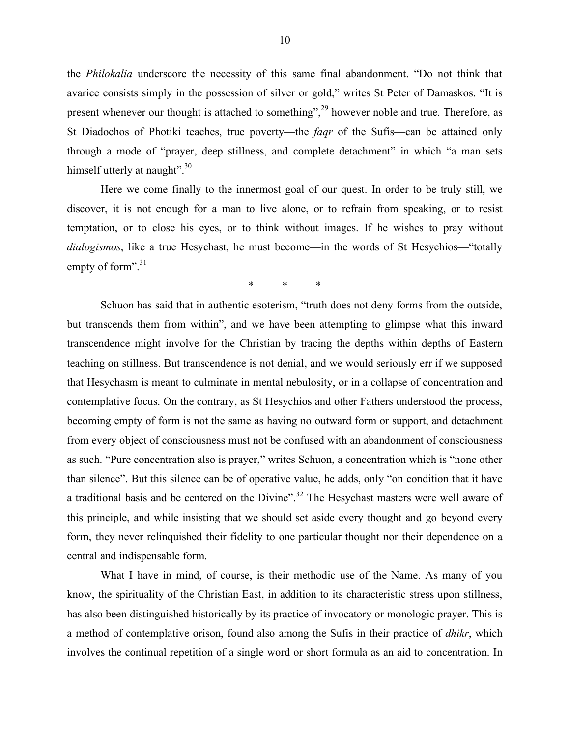the *Philokalia* underscore the necessity of this same final abandonment. "Do not think that avarice consists simply in the possession of silver or gold," writes St Peter of Damaskos. "It is present whenever our thought is attached to something",[29] however noble and true. Therefore, as St Diadochos of Photiki teaches, true poverty—the *faqr* of the Sufis—can be attained only through a mode of "prayer, deep stillness, and complete detachment" in which "a man sets himself utterly at naught".[30]

Here we come finally to the innermost goal of our quest. In order to be truly still, we discover, it is not enough for a man to live alone, or to refrain from speaking, or to resist temptation, or to close his eyes, or to think without images. If he wishes to pray without *dialogismos*, like a true Hesychast, he must become—in the words of St Hesychios—"totally empty of form".[31]

\* \* \*

Schuon has said that in authentic esoterism, "truth does not deny forms from the outside, but transcends them from within", and we have been attempting to glimpse what this inward transcendence might involve for the Christian by tracing the depths within depths of Eastern teaching on stillness. But transcendence is not denial, and we would seriously err if we supposed that Hesychasm is meant to culminate in mental nebulosity, or in a collapse of concentration and contemplative focus. On the contrary, as St Hesychios and other Fathers understood the process, becoming empty of form is not the same as having no outward form or support, and detachment from every object of consciousness must not be confused with an abandonment of consciousness as such. "Pure concentration also is prayer," writes Schuon, a concentration which is "none other than silence". But this silence can be of operative value, he adds, only "on condition that it have a traditional basis and be centered on the Divine".[32] The Hesychast masters were well aware of this principle, and while insisting that we should set aside every thought and go beyond every form, they never relinquished their fidelity to one particular thought nor their dependence on a central and indispensable form.

What I have in mind, of course, is their methodic use of the Name. As many of you know, the spirituality of the Christian East, in addition to its characteristic stress upon stillness, has also been distinguished historically by its practice of invocatory or monologic prayer. This is a method of contemplative orison, found also among the Sufis in their practice of *dhikr*, which involves the continual repetition of a single word or short formula as an aid to concentration. In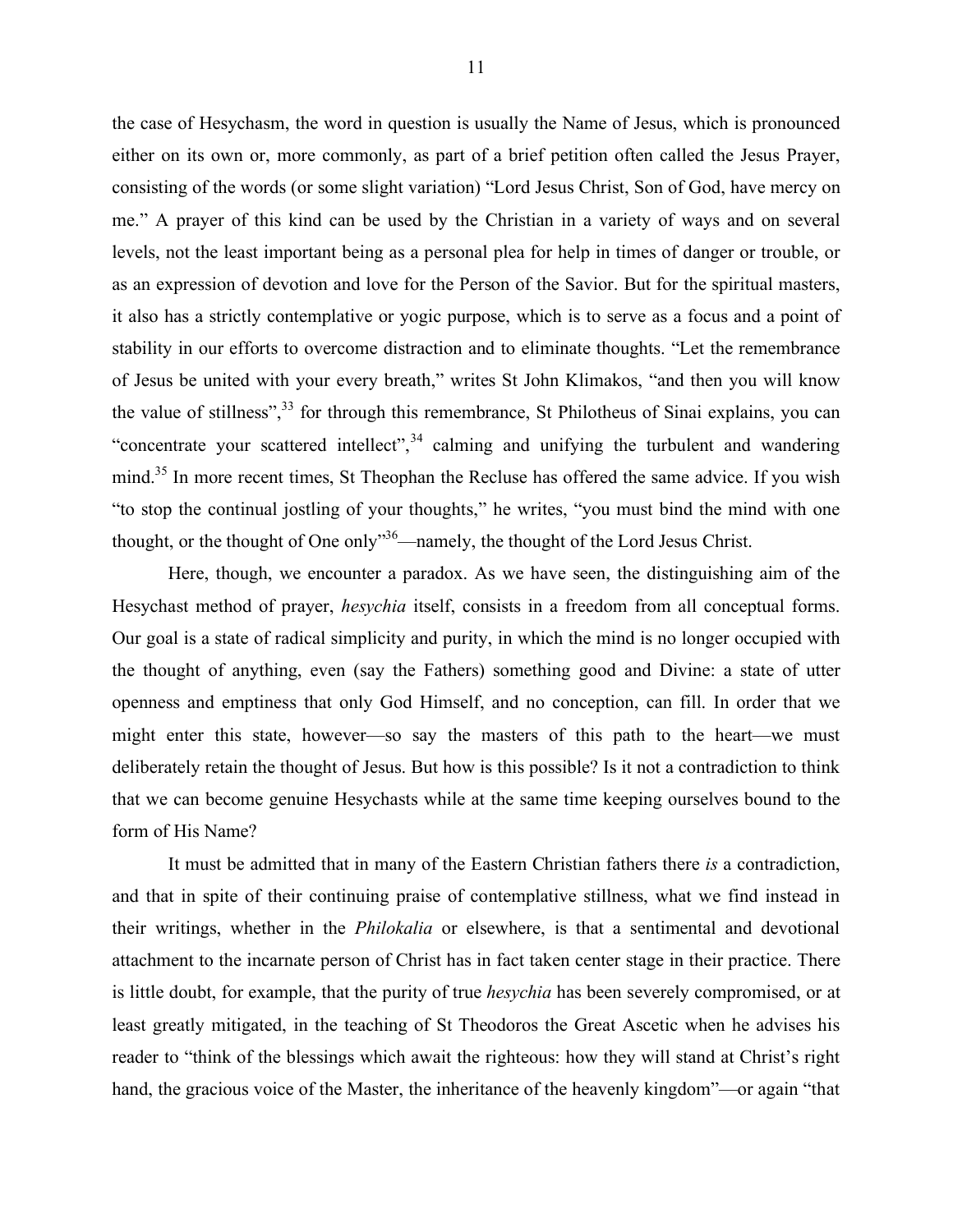the case of Hesychasm, the word in question is usually the Name of Jesus, which is pronounced either on its own or, more commonly, as part of a brief petition often called the Jesus Prayer, consisting of the words (or some slight variation) "Lord Jesus Christ, Son of God, have mercy on me." A prayer of this kind can be used by the Christian in a variety of ways and on several levels, not the least important being as a personal plea for help in times of danger or trouble, or as an expression of devotion and love for the Person of the Savior. But for the spiritual masters, it also has a strictly contemplative or yogic purpose, which is to serve as a focus and a point of stability in our efforts to overcome distraction and to eliminate thoughts. "Let the remembrance of Jesus be united with your every breath," writes St John Klimakos, "and then you will know the value of stillness",[33] for through this remembrance, St Philotheus of Sinai explains, you can "concentrate your scattered intellect",[34] calming and unifying the turbulent and wandering mind.[35] In more recent times, St Theophan the Recluse has offered the same advice. If you wish "to stop the continual jostling of your thoughts," he writes, "you must bind the mind with one thought, or the thought of One only"[36]—namely, the thought of the Lord Jesus Christ.

Here, though, we encounter a paradox. As we have seen, the distinguishing aim of the Hesychast method of prayer, *hesychia* itself, consists in a freedom from all conceptual forms. Our goal is a state of radical simplicity and purity, in which the mind is no longer occupied with the thought of anything, even (say the Fathers) something good and Divine: a state of utter openness and emptiness that only God Himself, and no conception, can fill. In order that we might enter this state, however—so say the masters of this path to the heart—we must deliberately retain the thought of Jesus. But how is this possible? Is it not a contradiction to think that we can become genuine Hesychasts while at the same time keeping ourselves bound to the form of His Name?

It must be admitted that in many of the Eastern Christian fathers there *is* a contradiction, and that in spite of their continuing praise of contemplative stillness, what we find instead in their writings, whether in the *Philokalia* or elsewhere, is that a sentimental and devotional attachment to the incarnate person of Christ has in fact taken center stage in their practice. There is little doubt, for example, that the purity of true *hesychia* has been severely compromised, or at least greatly mitigated, in the teaching of St Theodoros the Great Ascetic when he advises his reader to "think of the blessings which await the righteous: how they will stand at Christ's right hand, the gracious voice of the Master, the inheritance of the heavenly kingdom"—or again "that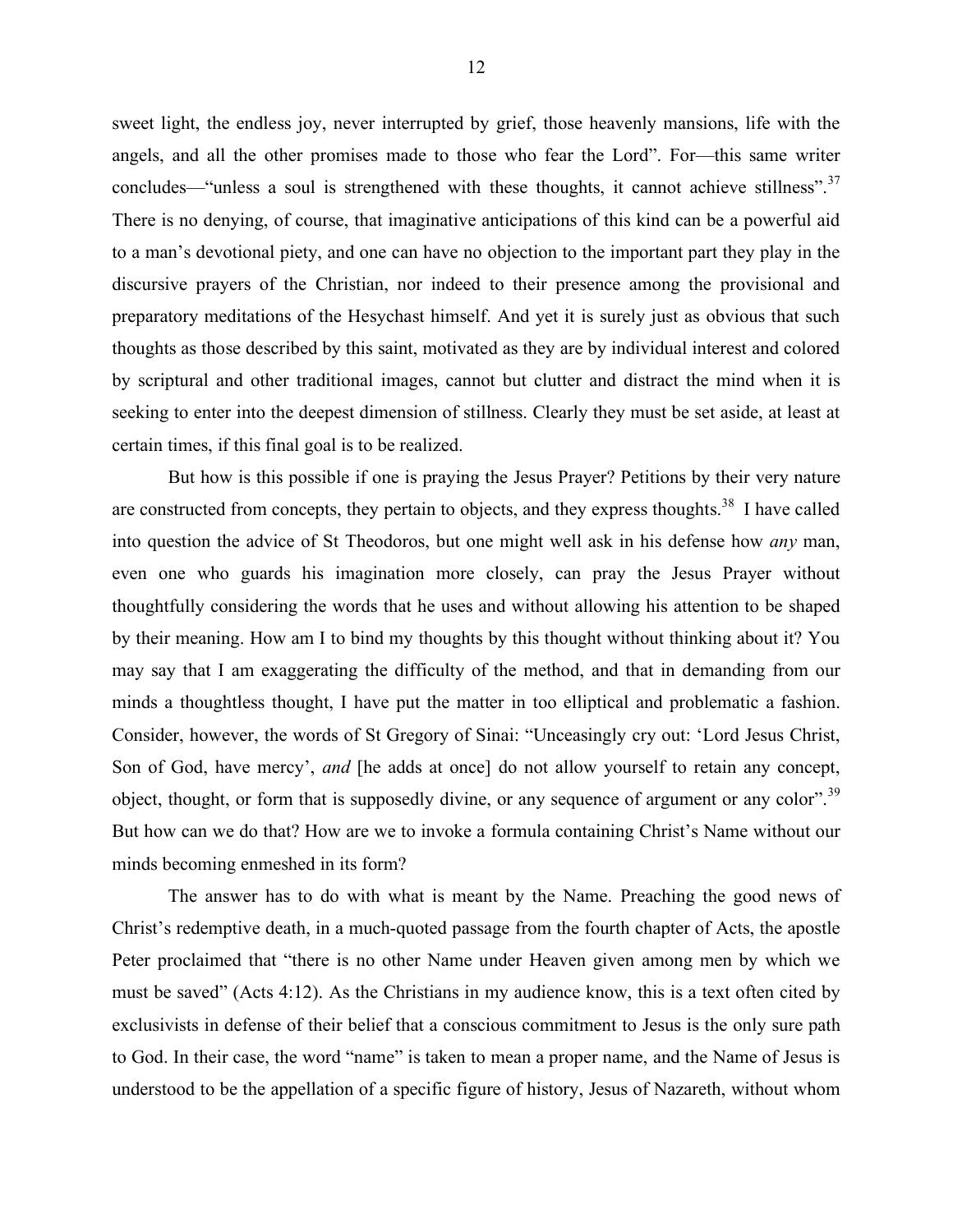sweet light, the endless joy, never interrupted by grief, those heavenly mansions, life with the angels, and all the other promises made to those who fear the Lord". For—this same writer concludes—"unless a soul is strengthened with these thoughts, it cannot achieve stillness".[37] There is no denying, of course, that imaginative anticipations of this kind can be a powerful aid to a man's devotional piety, and one can have no objection to the important part they play in the discursive prayers of the Christian, nor indeed to their presence among the provisional and preparatory meditations of the Hesychast himself. And yet it is surely just as obvious that such thoughts as those described by this saint, motivated as they are by individual interest and colored by scriptural and other traditional images, cannot but clutter and distract the mind when it is seeking to enter into the deepest dimension of stillness. Clearly they must be set aside, at least at certain times, if this final goal is to be realized.

But how is this possible if one is praying the Jesus Prayer? Petitions by their very nature are constructed from concepts, they pertain to objects, and they express thoughts.[38] I have called into question the advice of St Theodoros, but one might well ask in his defense how *any* man, even one who guards his imagination more closely, can pray the Jesus Prayer without thoughtfully considering the words that he uses and without allowing his attention to be shaped by their meaning. How am I to bind my thoughts by this thought without thinking about it? You may say that I am exaggerating the difficulty of the method, and that in demanding from our minds a thoughtless thought, I have put the matter in too elliptical and problematic a fashion. Consider, however, the words of St Gregory of Sinai: "Unceasingly cry out: 'Lord Jesus Christ, Son of God, have mercy', *and* [he adds at once] do not allow yourself to retain any concept, object, thought, or form that is supposedly divine, or any sequence of argument or any color".[39] But how can we do that? How are we to invoke a formula containing Christ's Name without our minds becoming enmeshed in its form?

The answer has to do with what is meant by the Name. Preaching the good news of Christ's redemptive death, in a much-quoted passage from the fourth chapter of Acts, the apostle Peter proclaimed that "there is no other Name under Heaven given among men by which we must be saved" (Acts 4:12). As the Christians in my audience know, this is a text often cited by exclusivists in defense of their belief that a conscious commitment to Jesus is the only sure path to God. In their case, the word "name" is taken to mean a proper name, and the Name of Jesus is understood to be the appellation of a specific figure of history, Jesus of Nazareth, without whom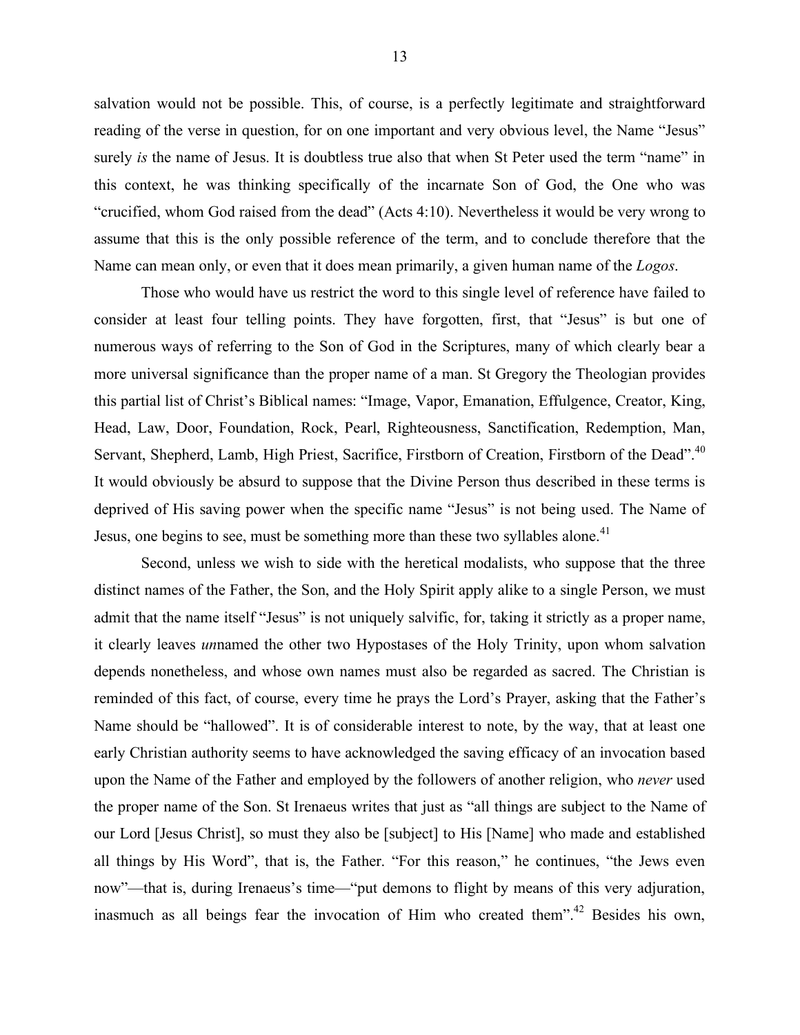salvation would not be possible. This, of course, is a perfectly legitimate and straightforward reading of the verse in question, for on one important and very obvious level, the Name "Jesus" surely *is* the name of Jesus. It is doubtless true also that when St Peter used the term "name" in this context, he was thinking specifically of the incarnate Son of God, the One who was "crucified, whom God raised from the dead" (Acts 4:10). Nevertheless it would be very wrong to assume that this is the only possible reference of the term, and to conclude therefore that the Name can mean only, or even that it does mean primarily, a given human name of the *Logos*.

Those who would have us restrict the word to this single level of reference have failed to consider at least four telling points. They have forgotten, first, that "Jesus" is but one of numerous ways of referring to the Son of God in the Scriptures, many of which clearly bear a more universal significance than the proper name of a man. St Gregory the Theologian provides this partial list of Christ's Biblical names: "Image, Vapor, Emanation, Effulgence, Creator, King, Head, Law, Door, Foundation, Rock, Pearl, Righteousness, Sanctification, Redemption, Man, Servant, Shepherd, Lamb, High Priest, Sacrifice, Firstborn of Creation, Firstborn of the Dead".[40] It would obviously be absurd to suppose that the Divine Person thus described in these terms is deprived of His saving power when the specific name "Jesus" is not being used. The Name of Jesus, one begins to see, must be something more than these two syllables alone.[41]

Second, unless we wish to side with the heretical modalists, who suppose that the three distinct names of the Father, the Son, and the Holy Spirit apply alike to a single Person, we must admit that the name itself "Jesus" is not uniquely salvific, for, taking it strictly as a proper name, it clearly leaves *un*named the other two Hypostases of the Holy Trinity, upon whom salvation depends nonetheless, and whose own names must also be regarded as sacred. The Christian is reminded of this fact, of course, every time he prays the Lord's Prayer, asking that the Father's Name should be "hallowed". It is of considerable interest to note, by the way, that at least one early Christian authority seems to have acknowledged the saving efficacy of an invocation based upon the Name of the Father and employed by the followers of another religion, who *never* used the proper name of the Son. St Irenaeus writes that just as "all things are subject to the Name of our Lord [Jesus Christ], so must they also be [subject] to His [Name] who made and established all things by His Word", that is, the Father. "For this reason," he continues, "the Jews even now"—that is, during Irenaeus's time—"put demons to flight by means of this very adjuration, inasmuch as all beings fear the invocation of Him who created them".[42] Besides his own,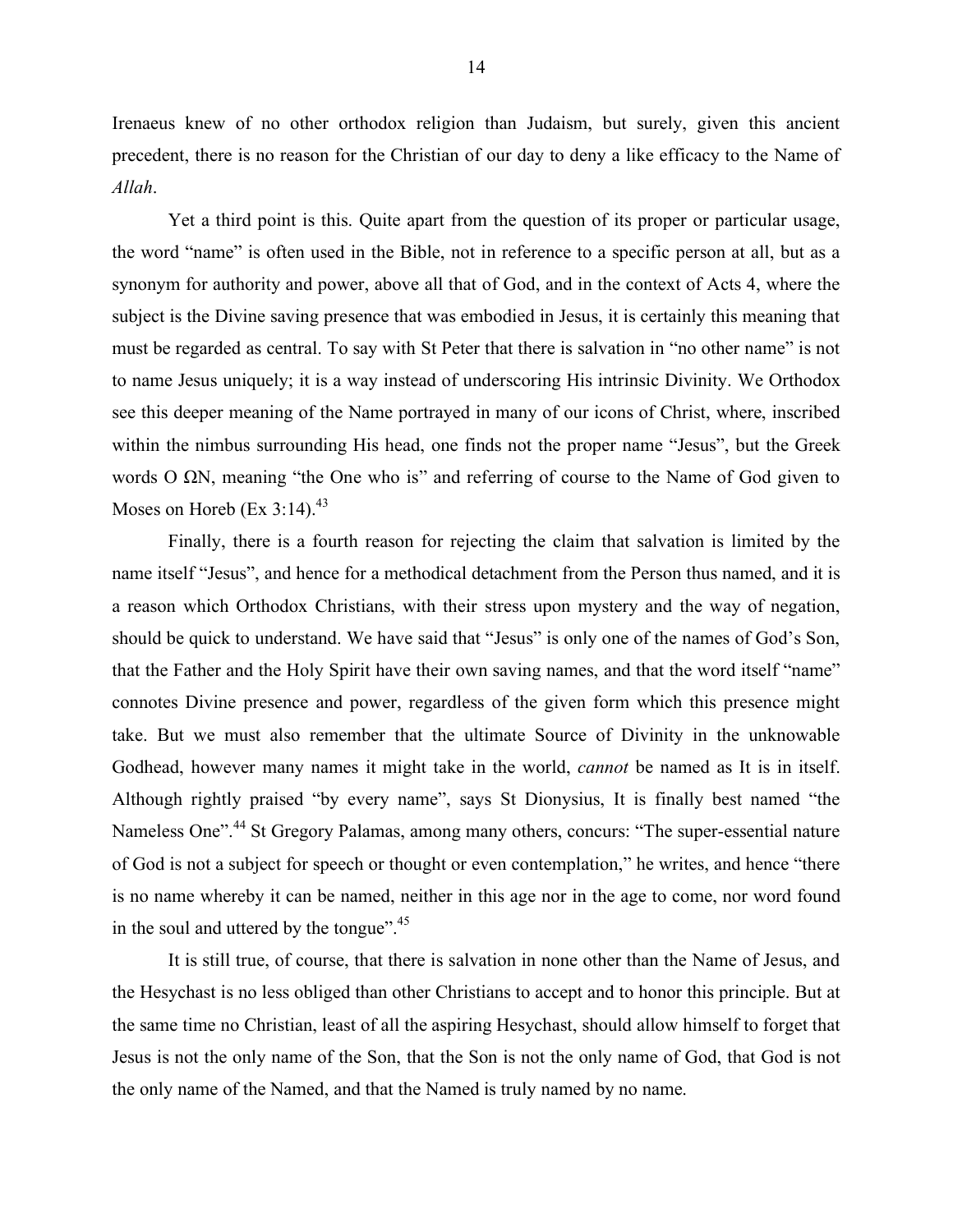Irenaeus knew of no other orthodox religion than Judaism, but surely, given this ancient precedent, there is no reason for the Christian of our day to deny a like efficacy to the Name of *Allah*.

Yet a third point is this. Quite apart from the question of its proper or particular usage, the word "name" is often used in the Bible, not in reference to a specific person at all, but as a synonym for authority and power, above all that of God, and in the context of Acts 4, where the subject is the Divine saving presence that was embodied in Jesus, it is certainly this meaning that must be regarded as central. To say with St Peter that there is salvation in "no other name" is not to name Jesus uniquely; it is a way instead of underscoring His intrinsic Divinity. We Orthodox see this deeper meaning of the Name portrayed in many of our icons of Christ, where, inscribed within the nimbus surrounding His head, one finds not the proper name "Jesus", but the Greek words Ο ΩΝ, meaning "the One who is" and referring of course to the Name of God given to Moses on Horeb (Ex 3:14).[43]

Finally, there is a fourth reason for rejecting the claim that salvation is limited by the name itself "Jesus", and hence for a methodical detachment from the Person thus named, and it is a reason which Orthodox Christians, with their stress upon mystery and the way of negation, should be quick to understand. We have said that "Jesus" is only one of the names of God's Son, that the Father and the Holy Spirit have their own saving names, and that the word itself "name" connotes Divine presence and power, regardless of the given form which this presence might take. But we must also remember that the ultimate Source of Divinity in the unknowable Godhead, however many names it might take in the world, *cannot* be named as It is in itself. Although rightly praised "by every name", says St Dionysius, It is finally best named "the Nameless One".[44] St Gregory Palamas, among many others, concurs: "The super-essential nature of God is not a subject for speech or thought or even contemplation," he writes, and hence "there is no name whereby it can be named, neither in this age nor in the age to come, nor word found in the soul and uttered by the tongue".[45]

It is still true, of course, that there is salvation in none other than the Name of Jesus, and the Hesychast is no less obliged than other Christians to accept and to honor this principle. But at the same time no Christian, least of all the aspiring Hesychast, should allow himself to forget that Jesus is not the only name of the Son, that the Son is not the only name of God, that God is not the only name of the Named, and that the Named is truly named by no name.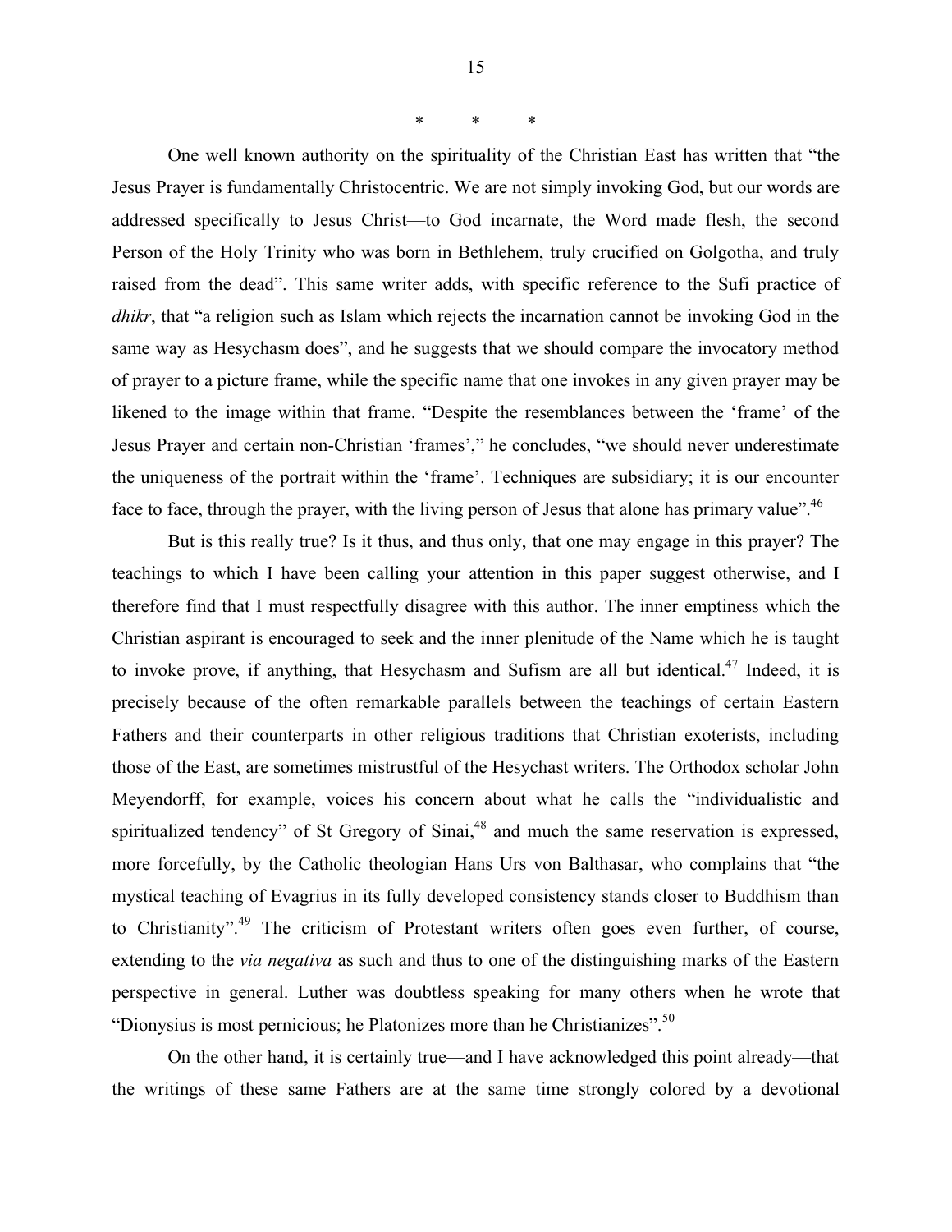\* \* \*

One well known authority on the spirituality of the Christian East has written that "the Jesus Prayer is fundamentally Christocentric. We are not simply invoking God, but our words are addressed specifically to Jesus Christ—to God incarnate, the Word made flesh, the second Person of the Holy Trinity who was born in Bethlehem, truly crucified on Golgotha, and truly raised from the dead". This same writer adds, with specific reference to the Sufi practice of *dhikr*, that "a religion such as Islam which rejects the incarnation cannot be invoking God in the same way as Hesychasm does", and he suggests that we should compare the invocatory method of prayer to a picture frame, while the specific name that one invokes in any given prayer may be likened to the image within that frame. "Despite the resemblances between the 'frame' of the Jesus Prayer and certain non-Christian 'frames'," he concludes, "we should never underestimate the uniqueness of the portrait within the 'frame'. Techniques are subsidiary; it is our encounter face to face, through the prayer, with the living person of Jesus that alone has primary value".[46]

But is this really true? Is it thus, and thus only, that one may engage in this prayer? The teachings to which I have been calling your attention in this paper suggest otherwise, and I therefore find that I must respectfully disagree with this author. The inner emptiness which the Christian aspirant is encouraged to seek and the inner plenitude of the Name which he is taught to invoke prove, if anything, that Hesychasm and Sufism are all but identical.[47] Indeed, it is precisely because of the often remarkable parallels between the teachings of certain Eastern Fathers and their counterparts in other religious traditions that Christian exoterists, including those of the East, are sometimes mistrustful of the Hesychast writers. The Orthodox scholar John Meyendorff, for example, voices his concern about what he calls the "individualistic and spiritualized tendency" of St Gregory of Sinai,[48] and much the same reservation is expressed, more forcefully, by the Catholic theologian Hans Urs von Balthasar, who complains that "the mystical teaching of Evagrius in its fully developed consistency stands closer to Buddhism than to Christianity".[49] The criticism of Protestant writers often goes even further, of course, extending to the *via negativa* as such and thus to one of the distinguishing marks of the Eastern perspective in general. Luther was doubtless speaking for many others when he wrote that "Dionysius is most pernicious; he Platonizes more than he Christianizes".[50]

On the other hand, it is certainly true—and I have acknowledged this point already—that the writings of these same Fathers are at the same time strongly colored by a devotional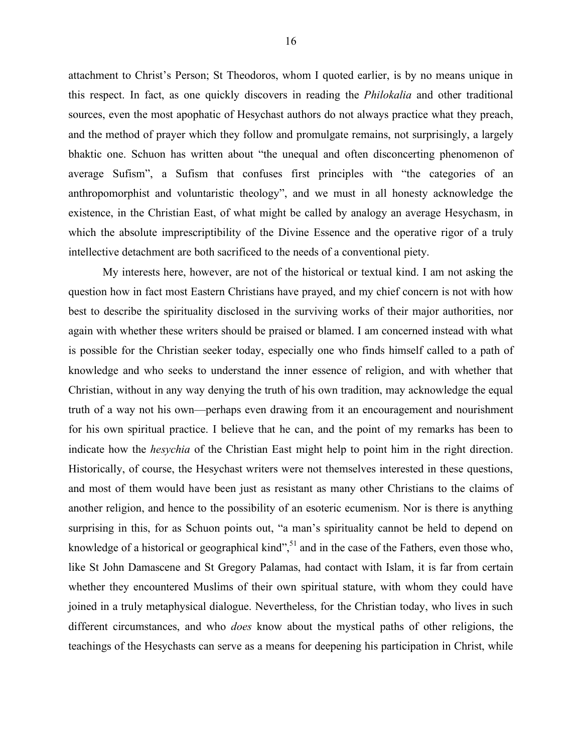attachment to Christ's Person; St Theodoros, whom I quoted earlier, is by no means unique in this respect. In fact, as one quickly discovers in reading the *Philokalia* and other traditional sources, even the most apophatic of Hesychast authors do not always practice what they preach, and the method of prayer which they follow and promulgate remains, not surprisingly, a largely bhaktic one. Schuon has written about "the unequal and often disconcerting phenomenon of average Sufism", a Sufism that confuses first principles with "the categories of an anthropomorphist and voluntaristic theology", and we must in all honesty acknowledge the existence, in the Christian East, of what might be called by analogy an average Hesychasm, in which the absolute imprescriptibility of the Divine Essence and the operative rigor of a truly intellective detachment are both sacrificed to the needs of a conventional piety.

My interests here, however, are not of the historical or textual kind. I am not asking the question how in fact most Eastern Christians have prayed, and my chief concern is not with how best to describe the spirituality disclosed in the surviving works of their major authorities, nor again with whether these writers should be praised or blamed. I am concerned instead with what is possible for the Christian seeker today, especially one who finds himself called to a path of knowledge and who seeks to understand the inner essence of religion, and with whether that Christian, without in any way denying the truth of his own tradition, may acknowledge the equal truth of a way not his own—perhaps even drawing from it an encouragement and nourishment for his own spiritual practice. I believe that he can, and the point of my remarks has been to indicate how the *hesychia* of the Christian East might help to point him in the right direction. Historically, of course, the Hesychast writers were not themselves interested in these questions, and most of them would have been just as resistant as many other Christians to the claims of another religion, and hence to the possibility of an esoteric ecumenism. Nor is there is anything surprising in this, for as Schuon points out, "a man's spirituality cannot be held to depend on knowledge of a historical or geographical kind",[51] and in the case of the Fathers, even those who, like St John Damascene and St Gregory Palamas, had contact with Islam, it is far from certain whether they encountered Muslims of their own spiritual stature, with whom they could have joined in a truly metaphysical dialogue. Nevertheless, for the Christian today, who lives in such different circumstances, and who *does* know about the mystical paths of other religions, the teachings of the Hesychasts can serve as a means for deepening his participation in Christ, while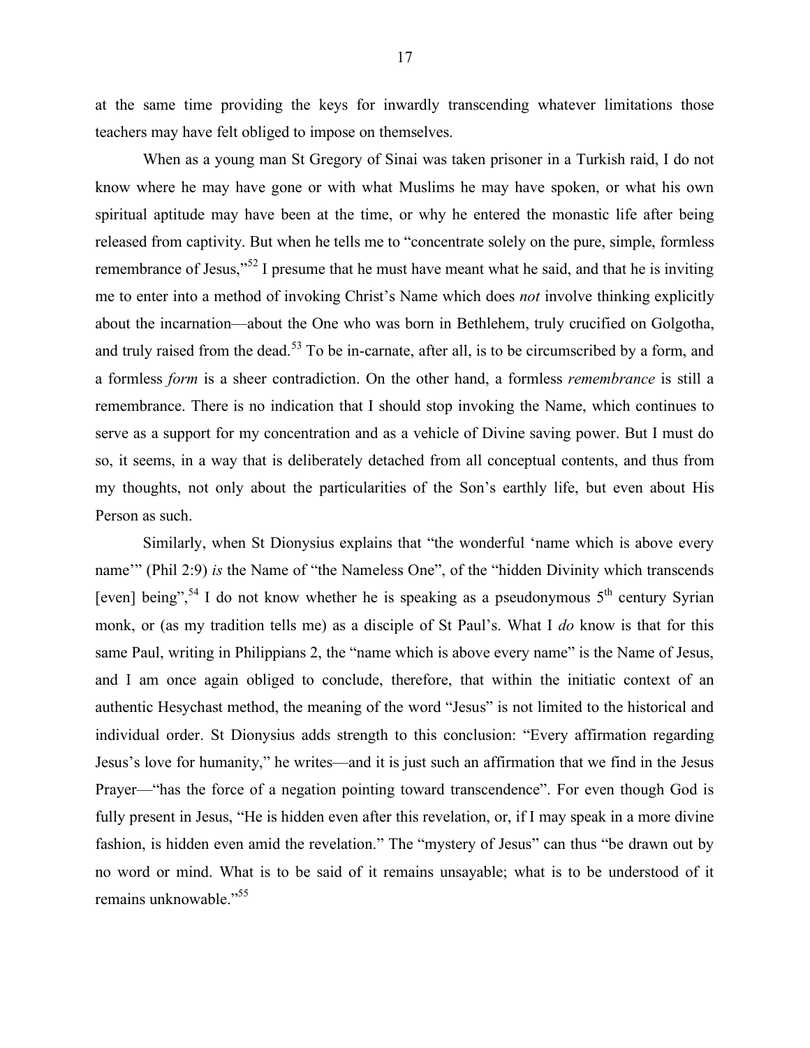at the same time providing the keys for inwardly transcending whatever limitations those teachers may have felt obliged to impose on themselves.

When as a young man St Gregory of Sinai was taken prisoner in a Turkish raid, I do not know where he may have gone or with what Muslims he may have spoken, or what his own spiritual aptitude may have been at the time, or why he entered the monastic life after being released from captivity. But when he tells me to "concentrate solely on the pure, simple, formless remembrance of Jesus,"[52] I presume that he must have meant what he said, and that he is inviting me to enter into a method of invoking Christ's Name which does *not* involve thinking explicitly about the incarnation—about the One who was born in Bethlehem, truly crucified on Golgotha, and truly raised from the dead.[53] To be in-carnate, after all, is to be circumscribed by a form, and a formless *form* is a sheer contradiction. On the other hand, a formless *remembrance* is still a remembrance. There is no indication that I should stop invoking the Name, which continues to serve as a support for my concentration and as a vehicle of Divine saving power. But I must do so, it seems, in a way that is deliberately detached from all conceptual contents, and thus from my thoughts, not only about the particularities of the Son's earthly life, but even about His Person as such.

Similarly, when St Dionysius explains that "the wonderful 'name which is above every name'" (Phil 2:9) *is* the Name of "the Nameless One", of the "hidden Divinity which transcends [even] being",[54] I do not know whether he is speaking as a pseudonymous 5th century Syrian monk, or (as my tradition tells me) as a disciple of St Paul's. What I *do* know is that for this same Paul, writing in Philippians 2, the "name which is above every name" is the Name of Jesus, and I am once again obliged to conclude, therefore, that within the initiatic context of an authentic Hesychast method, the meaning of the word "Jesus" is not limited to the historical and individual order. St Dionysius adds strength to this conclusion: "Every affirmation regarding Jesus's love for humanity," he writes—and it is just such an affirmation that we find in the Jesus Prayer—"has the force of a negation pointing toward transcendence". For even though God is fully present in Jesus, "He is hidden even after this revelation, or, if I may speak in a more divine fashion, is hidden even amid the revelation." The "mystery of Jesus" can thus "be drawn out by no word or mind. What is to be said of it remains unsayable; what is to be understood of it remains unknowable."[55]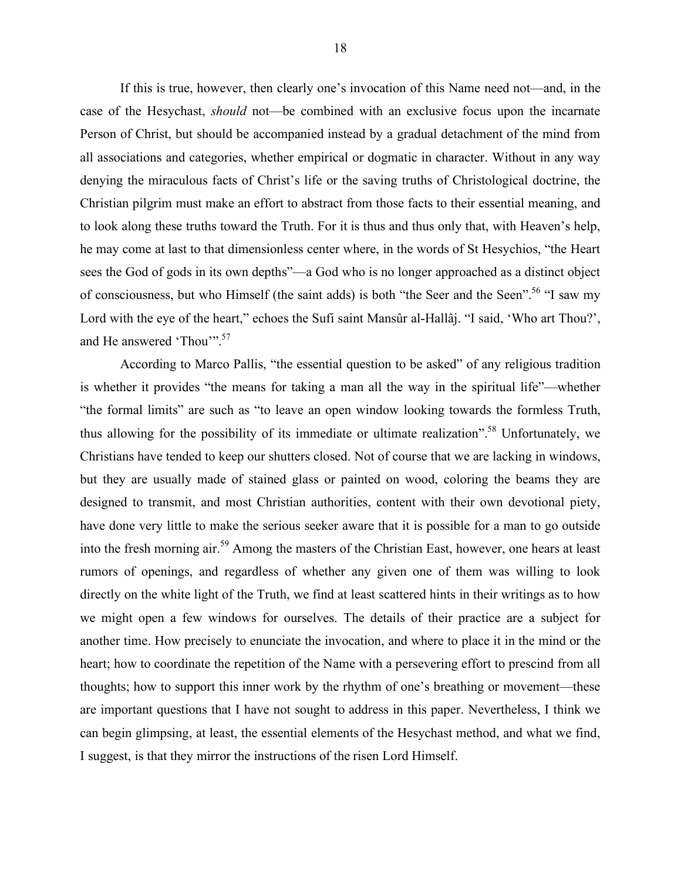If this is true, however, then clearly one's invocation of this Name need not—and, in the case of the Hesychast, *should* not—be combined with an exclusive focus upon the incarnate Person of Christ, but should be accompanied instead by a gradual detachment of the mind from all associations and categories, whether empirical or dogmatic in character. Without in any way denying the miraculous facts of Christ's life or the saving truths of Christological doctrine, the Christian pilgrim must make an effort to abstract from those facts to their essential meaning, and to look along these truths toward the Truth. For it is thus and thus only that, with Heaven's help, he may come at last to that dimensionless center where, in the words of St Hesychios, "the Heart sees the God of gods in its own depths"—a God who is no longer approached as a distinct object of consciousness, but who Himself (the saint adds) is both "the Seer and the Seen".[56] "I saw my Lord with the eye of the heart," echoes the Sufi saint Mansûr al-Hallâj. "I said, 'Who art Thou?', and He answered 'Thou'".[57]

According to Marco Pallis, "the essential question to be asked" of any religious tradition is whether it provides "the means for taking a man all the way in the spiritual life"—whether "the formal limits" are such as "to leave an open window looking towards the formless Truth, thus allowing for the possibility of its immediate or ultimate realization".[58] Unfortunately, we Christians have tended to keep our shutters closed. Not of course that we are lacking in windows, but they are usually made of stained glass or painted on wood, coloring the beams they are designed to transmit, and most Christian authorities, content with their own devotional piety, have done very little to make the serious seeker aware that it is possible for a man to go outside into the fresh morning air.[59] Among the masters of the Christian East, however, one hears at least rumors of openings, and regardless of whether any given one of them was willing to look directly on the white light of the Truth, we find at least scattered hints in their writings as to how we might open a few windows for ourselves. The details of their practice are a subject for another time. How precisely to enunciate the invocation, and where to place it in the mind or the heart; how to coordinate the repetition of the Name with a persevering effort to prescind from all thoughts; how to support this inner work by the rhythm of one's breathing or movement—these are important questions that I have not sought to address in this paper. Nevertheless, I think we can begin glimpsing, at least, the essential elements of the Hesychast method, and what we find, I suggest, is that they mirror the instructions of the risen Lord Himself.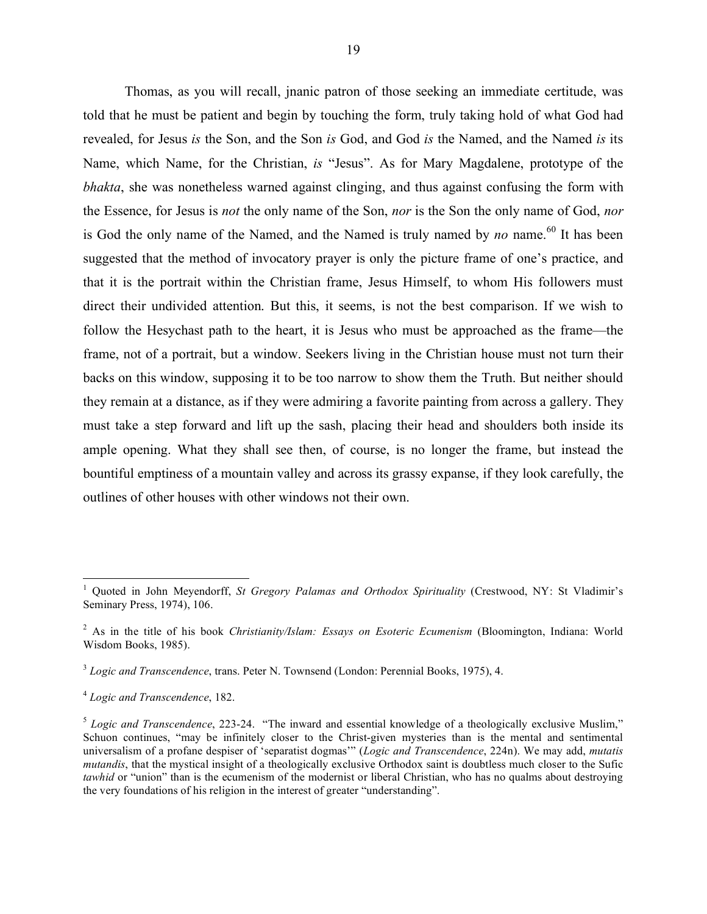Thomas, as you will recall, jnanic patron of those seeking an immediate certitude, was told that he must be patient and begin by touching the form, truly taking hold of what God had revealed, for Jesus *is* the Son, and the Son *is* God, and God *is* the Named, and the Named *is* its Name, which Name, for the Christian, *is* "Jesus". As for Mary Magdalene, prototype of the *bhakta*, she was nonetheless warned against clinging, and thus against confusing the form with the Essence, for Jesus is *not* the only name of the Son, *nor* is the Son the only name of God, *nor* is God the only name of the Named, and the Named is truly named by *no* name.[60] It has been suggested that the method of invocatory prayer is only the picture frame of one's practice, and that it is the portrait within the Christian frame, Jesus Himself, to whom His followers must direct their undivided attention. But this, it seems, is not the best comparison. If we wish to follow the Hesychast path to the heart, it is Jesus who must be approached as the frame—the frame, not of a portrait, but a window. Seekers living in the Christian house must not turn their backs on this window, supposing it to be too narrow to show them the Truth. But neither should they remain at a distance, as if they were admiring a favorite painting from across a gallery. They must take a step forward and lift up the sash, placing their head and shoulders both inside its ample opening. What they shall see then, of course, is no longer the frame, but instead the bountiful emptiness of a mountain valley and across its grassy expanse, if they look carefully, the outlines of other houses with other windows not their own.

---

[1] Quoted in John Meyendorff, *St Gregory Palamas and Orthodox Spirituality* (Crestwood, NY: St Vladimir's Seminary Press, 1974), 106.

[2] As in the title of his book *Christianity/Islam: Essays on Esoteric Ecumenism* (Bloomington, Indiana: World Wisdom Books, 1985).

[3] *Logic and Transcendence*, trans. Peter N. Townsend (London: Perennial Books, 1975), 4.

[4] *Logic and Transcendence*, 182.

[5] *Logic and Transcendence*, 223-24. "The inward and essential knowledge of a theologically exclusive Muslim," Schuon continues, "may be infinitely closer to the Christ-given mysteries than is the mental and sentimental universalism of a profane despiser of 'separatist dogmas'" (*Logic and Transcendence*, 224n). We may add, *mutatis mutandis*, that the mystical insight of a theologically exclusive Orthodox saint is doubtless much closer to the Sufic *tawhid* or "union" than is the ecumenism of the modernist or liberal Christian, who has no qualms about destroying the very foundations of his religion in the interest of greater "understanding".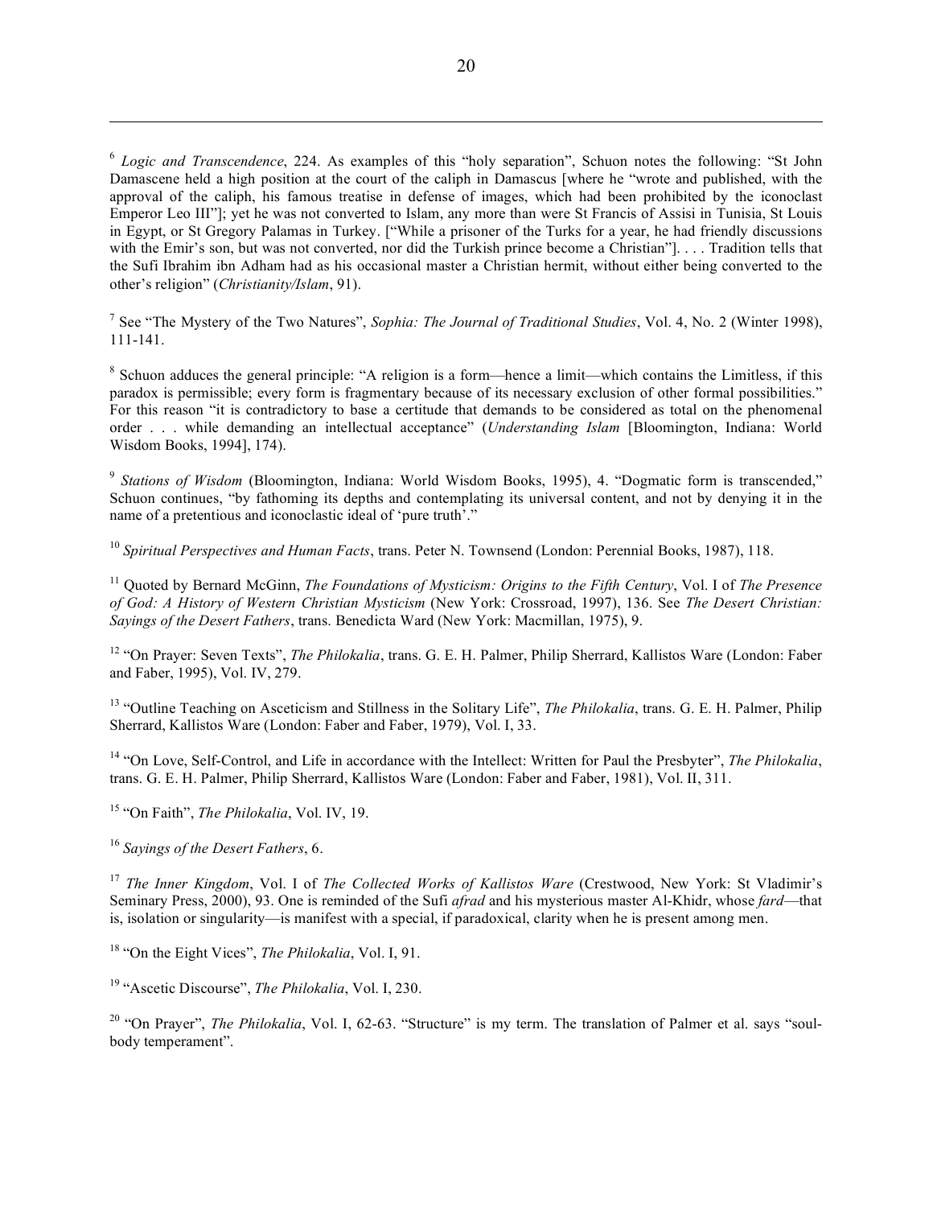[6] *Logic and Transcendence*, 224. As examples of this "holy separation", Schuon notes the following: "St John Damascene held a high position at the court of the caliph in Damascus [where he "wrote and published, with the approval of the caliph, his famous treatise in defense of images, which had been prohibited by the iconoclast Emperor Leo III"]; yet he was not converted to Islam, any more than were St Francis of Assisi in Tunisia, St Louis in Egypt, or St Gregory Palamas in Turkey. ["While a prisoner of the Turks for a year, he had friendly discussions with the Emir's son, but was not converted, nor did the Turkish prince become a Christian"]. . . . Tradition tells that the Sufi Ibrahim ibn Adham had as his occasional master a Christian hermit, without either being converted to the other's religion" (*Christianity/Islam*, 91).

[7] See "The Mystery of the Two Natures", *Sophia: The Journal of Traditional Studies*, Vol. 4, No. 2 (Winter 1998), 111-141.

[8] Schuon adduces the general principle: "A religion is a form—hence a limit—which contains the Limitless, if this paradox is permissible; every form is fragmentary because of its necessary exclusion of other formal possibilities." For this reason "it is contradictory to base a certitude that demands to be considered as total on the phenomenal order . . . while demanding an intellectual acceptance" (*Understanding Islam* [Bloomington, Indiana: World Wisdom Books, 1994], 174).

[9] *Stations of Wisdom* (Bloomington, Indiana: World Wisdom Books, 1995), 4. "Dogmatic form is transcended," Schuon continues, "by fathoming its depths and contemplating its universal content, and not by denying it in the name of a pretentious and iconoclastic ideal of 'pure truth'."

[10] *Spiritual Perspectives and Human Facts*, trans. Peter N. Townsend (London: Perennial Books, 1987), 118.

[11] Quoted by Bernard McGinn, *The Foundations of Mysticism: Origins to the Fifth Century*, Vol. I of *The Presence of God: A History of Western Christian Mysticism* (New York: Crossroad, 1997), 136. See *The Desert Christian: Sayings of the Desert Fathers*, trans. Benedicta Ward (New York: Macmillan, 1975), 9.

[12] "On Prayer: Seven Texts", *The Philokalia*, trans. G. E. H. Palmer, Philip Sherrard, Kallistos Ware (London: Faber and Faber, 1995), Vol. IV, 279.

[13] "Outline Teaching on Asceticism and Stillness in the Solitary Life", *The Philokalia*, trans. G. E. H. Palmer, Philip Sherrard, Kallistos Ware (London: Faber and Faber, 1979), Vol. I, 33.

[14] "On Love, Self-Control, and Life in accordance with the Intellect: Written for Paul the Presbyter", *The Philokalia*, trans. G. E. H. Palmer, Philip Sherrard, Kallistos Ware (London: Faber and Faber, 1981), Vol. II, 311.

[15] "On Faith", *The Philokalia*, Vol. IV, 19.

[16] *Sayings of the Desert Fathers*, 6.

[17] *The Inner Kingdom*, Vol. I of *The Collected Works of Kallistos Ware* (Crestwood, New York: St Vladimir's Seminary Press, 2000), 93. One is reminded of the Sufi *afrad* and his mysterious master Al-Khidr, whose *fard*—that is, isolation or singularity—is manifest with a special, if paradoxical, clarity when he is present among men.

[18] "On the Eight Vices", *The Philokalia*, Vol. I, 91.

[19] "Ascetic Discourse", *The Philokalia*, Vol. I, 230.

[20] "On Prayer", *The Philokalia*, Vol. I, 62-63. "Structure" is my term. The translation of Palmer et al. says "soul-body temperament".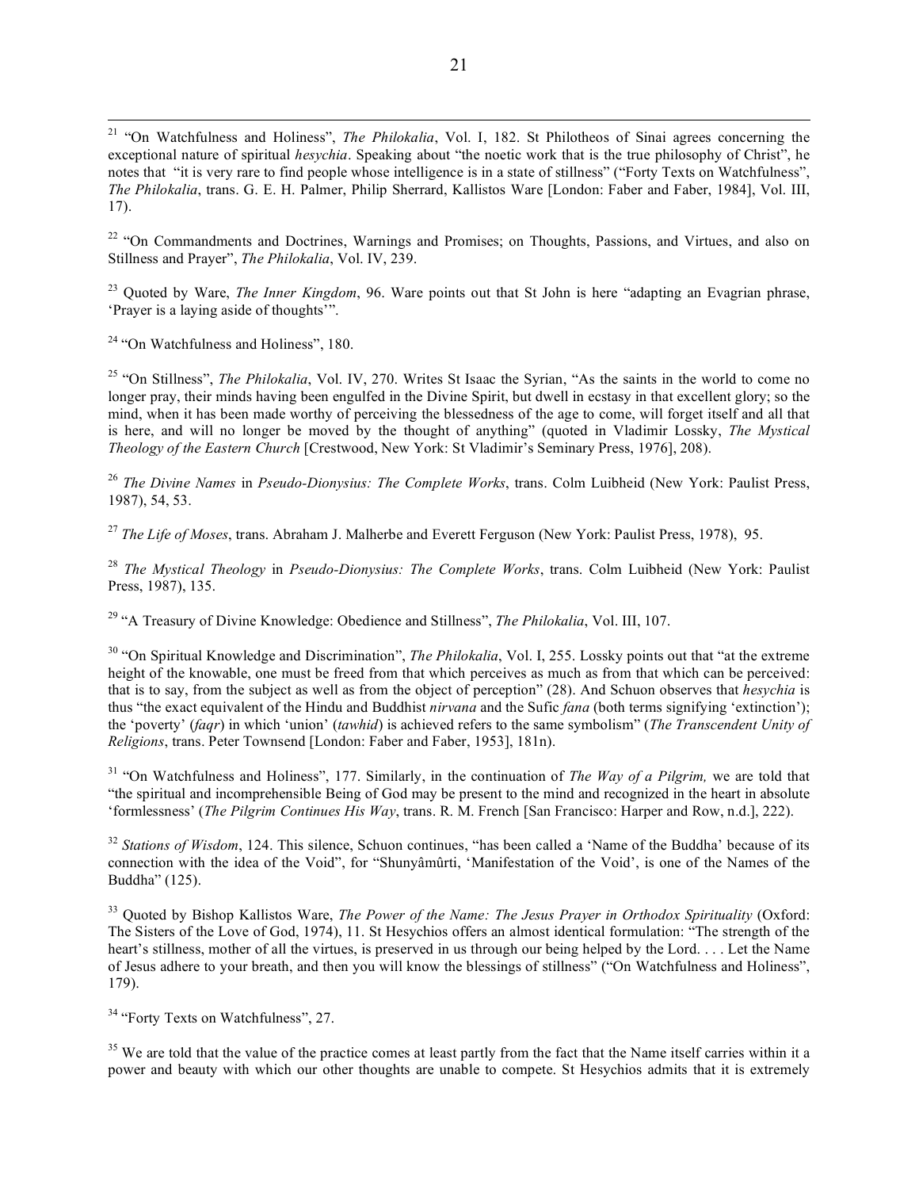[21] "On Watchfulness and Holiness", *The Philokalia*, Vol. I, 182. St Philotheos of Sinai agrees concerning the exceptional nature of spiritual *hesychia*. Speaking about "the noetic work that is the true philosophy of Christ", he notes that "it is very rare to find people whose intelligence is in a state of stillness" ("Forty Texts on Watchfulness", *The Philokalia*, trans. G. E. H. Palmer, Philip Sherrard, Kallistos Ware [London: Faber and Faber, 1984], Vol. III, 17).

[22] "On Commandments and Doctrines, Warnings and Promises; on Thoughts, Passions, and Virtues, and also on Stillness and Prayer", *The Philokalia*, Vol. IV, 239.

[23] Quoted by Ware, *The Inner Kingdom*, 96. Ware points out that St John is here "adapting an Evagrian phrase, 'Prayer is a laying aside of thoughts'".

[24] "On Watchfulness and Holiness", 180.

[25] "On Stillness", *The Philokalia*, Vol. IV, 270. Writes St Isaac the Syrian, "As the saints in the world to come no longer pray, their minds having been engulfed in the Divine Spirit, but dwell in ecstasy in that excellent glory; so the mind, when it has been made worthy of perceiving the blessedness of the age to come, will forget itself and all that is here, and will no longer be moved by the thought of anything" (quoted in Vladimir Lossky, *The Mystical Theology of the Eastern Church* [Crestwood, New York: St Vladimir's Seminary Press, 1976], 208).

[26] *The Divine Names* in *Pseudo-Dionysius: The Complete Works*, trans. Colm Luibheid (New York: Paulist Press, 1987), 54, 53.

[27] *The Life of Moses*, trans. Abraham J. Malherbe and Everett Ferguson (New York: Paulist Press, 1978), 95.

[28] *The Mystical Theology* in *Pseudo-Dionysius: The Complete Works*, trans. Colm Luibheid (New York: Paulist Press, 1987), 135.

[29] "A Treasury of Divine Knowledge: Obedience and Stillness", *The Philokalia*, Vol. III, 107.

[30] "On Spiritual Knowledge and Discrimination", *The Philokalia*, Vol. I, 255. Lossky points out that "at the extreme height of the knowable, one must be freed from that which perceives as much as from that which can be perceived: that is to say, from the subject as well as from the object of perception" (28). And Schuon observes that *hesychia* is thus "the exact equivalent of the Hindu and Buddhist *nirvana* and the Sufic *fana* (both terms signifying 'extinction'); the 'poverty' (*faqr*) in which 'union' (*tawhid*) is achieved refers to the same symbolism" (*The Transcendent Unity of Religions*, trans. Peter Townsend [London: Faber and Faber, 1953], 181n).

[31] "On Watchfulness and Holiness", 177. Similarly, in the continuation of *The Way of a Pilgrim,* we are told that "the spiritual and incomprehensible Being of God may be present to the mind and recognized in the heart in absolute 'formlessness' (*The Pilgrim Continues His Way*, trans. R. M. French [San Francisco: Harper and Row, n.d.], 222).

[32] *Stations of Wisdom*, 124. This silence, Schuon continues, "has been called a 'Name of the Buddha' because of its connection with the idea of the Void", for "Shunyâmûrti, 'Manifestation of the Void', is one of the Names of the Buddha" (125).

[33] Quoted by Bishop Kallistos Ware, *The Power of the Name: The Jesus Prayer in Orthodox Spirituality* (Oxford: The Sisters of the Love of God, 1974), 11. St Hesychios offers an almost identical formulation: "The strength of the heart's stillness, mother of all the virtues, is preserved in us through our being helped by the Lord. . . . Let the Name of Jesus adhere to your breath, and then you will know the blessings of stillness" ("On Watchfulness and Holiness", 179).

[34] "Forty Texts on Watchfulness", 27.

[35] We are told that the value of the practice comes at least partly from the fact that the Name itself carries within it a power and beauty with which our other thoughts are unable to compete. St Hesychios admits that it is extremely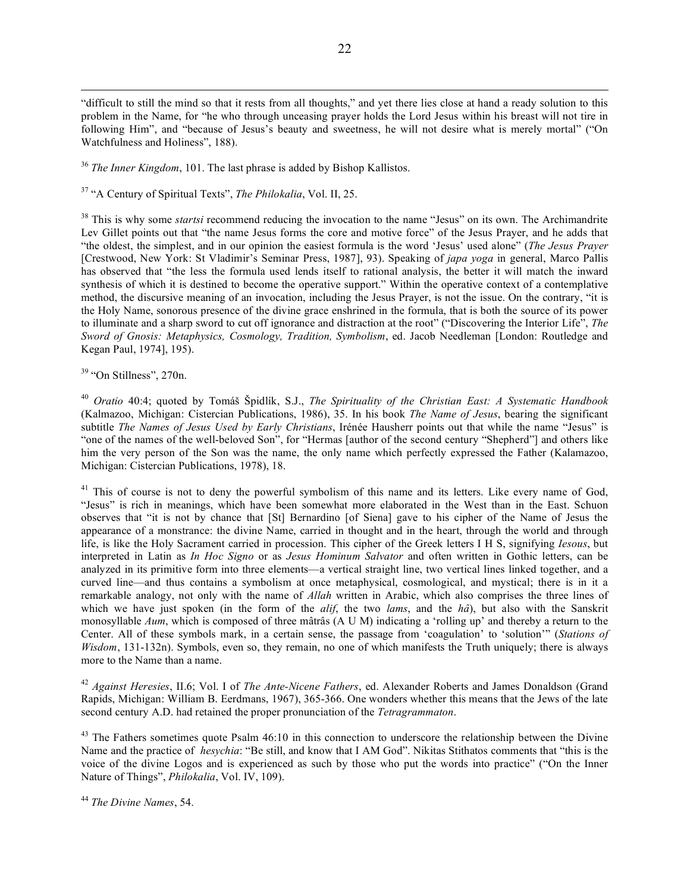"difficult to still the mind so that it rests from all thoughts," and yet there lies close at hand a ready solution to this problem in the Name, for "he who through unceasing prayer holds the Lord Jesus within his breast will not tire in following Him", and "because of Jesus's beauty and sweetness, he will not desire what is merely mortal" ("On Watchfulness and Holiness", 188).

[36] *The Inner Kingdom*, 101. The last phrase is added by Bishop Kallistos.

[37] "A Century of Spiritual Texts", *The Philokalia*, Vol. II, 25.

[38] This is why some *startsi* recommend reducing the invocation to the name "Jesus" on its own. The Archimandrite Lev Gillet points out that "the name Jesus forms the core and motive force" of the Jesus Prayer, and he adds that "the oldest, the simplest, and in our opinion the easiest formula is the word 'Jesus' used alone" (*The Jesus Prayer* [Crestwood, New York: St Vladimir's Seminar Press, 1987], 93). Speaking of *japa yoga* in general, Marco Pallis has observed that "the less the formula used lends itself to rational analysis, the better it will match the inward synthesis of which it is destined to become the operative support." Within the operative context of a contemplative method, the discursive meaning of an invocation, including the Jesus Prayer, is not the issue. On the contrary, "it is the Holy Name, sonorous presence of the divine grace enshrined in the formula, that is both the source of its power to illuminate and a sharp sword to cut off ignorance and distraction at the root" ("Discovering the Interior Life", *The Sword of Gnosis: Metaphysics, Cosmology, Tradition, Symbolism*, ed. Jacob Needleman [London: Routledge and Kegan Paul, 1974], 195).

[39] "On Stillness", 270n.

[40] *Oratio* 40:4; quoted by Tomáš Špidlík, S.J., *The Spirituality of the Christian East: A Systematic Handbook* (Kalmazoo, Michigan: Cistercian Publications, 1986), 35. In his book *The Name of Jesus*, bearing the significant subtitle *The Names of Jesus Used by Early Christians*, Irénée Hausherr points out that while the name "Jesus" is "one of the names of the well-beloved Son", for "Hermas [author of the second century "Shepherd"] and others like him the very person of the Son was the name, the only name which perfectly expressed the Father (Kalamazoo, Michigan: Cistercian Publications, 1978), 18.

[41] This of course is not to deny the powerful symbolism of this name and its letters. Like every name of God, "Jesus" is rich in meanings, which have been somewhat more elaborated in the West than in the East. Schuon observes that "it is not by chance that [St] Bernardino [of Siena] gave to his cipher of the Name of Jesus the appearance of a monstrance: the divine Name, carried in thought and in the heart, through the world and through life, is like the Holy Sacrament carried in procession. This cipher of the Greek letters I H S, signifying *Iesous*, but interpreted in Latin as *In Hoc Signo* or as *Jesus Hominum Salvator* and often written in Gothic letters, can be analyzed in its primitive form into three elements—a vertical straight line, two vertical lines linked together, and a curved line—and thus contains a symbolism at once metaphysical, cosmological, and mystical; there is in it a remarkable analogy, not only with the name of *Allah* written in Arabic, which also comprises the three lines of which we have just spoken (in the form of the *alif*, the two *lams*, and the *hâ*), but also with the Sanskrit monosyllable *Aum*, which is composed of three mâtrâs (A U M) indicating a 'rolling up' and thereby a return to the Center. All of these symbols mark, in a certain sense, the passage from 'coagulation' to 'solution'" (*Stations of Wisdom*, 131-132n). Symbols, even so, they remain, no one of which manifests the Truth uniquely; there is always more to the Name than a name.

[42] *Against Heresies*, II.6; Vol. I of *The Ante-Nicene Fathers*, ed. Alexander Roberts and James Donaldson (Grand Rapids, Michigan: William B. Eerdmans, 1967), 365-366. One wonders whether this means that the Jews of the late second century A.D. had retained the proper pronunciation of the *Tetragrammaton*.

[43] The Fathers sometimes quote Psalm 46:10 in this connection to underscore the relationship between the Divine Name and the practice of *hesychia*: "Be still, and know that I AM God". Nikitas Stithatos comments that "this is the voice of the divine Logos and is experienced as such by those who put the words into practice" ("On the Inner Nature of Things", *Philokalia*, Vol. IV, 109).

[44] *The Divine Names*, 54.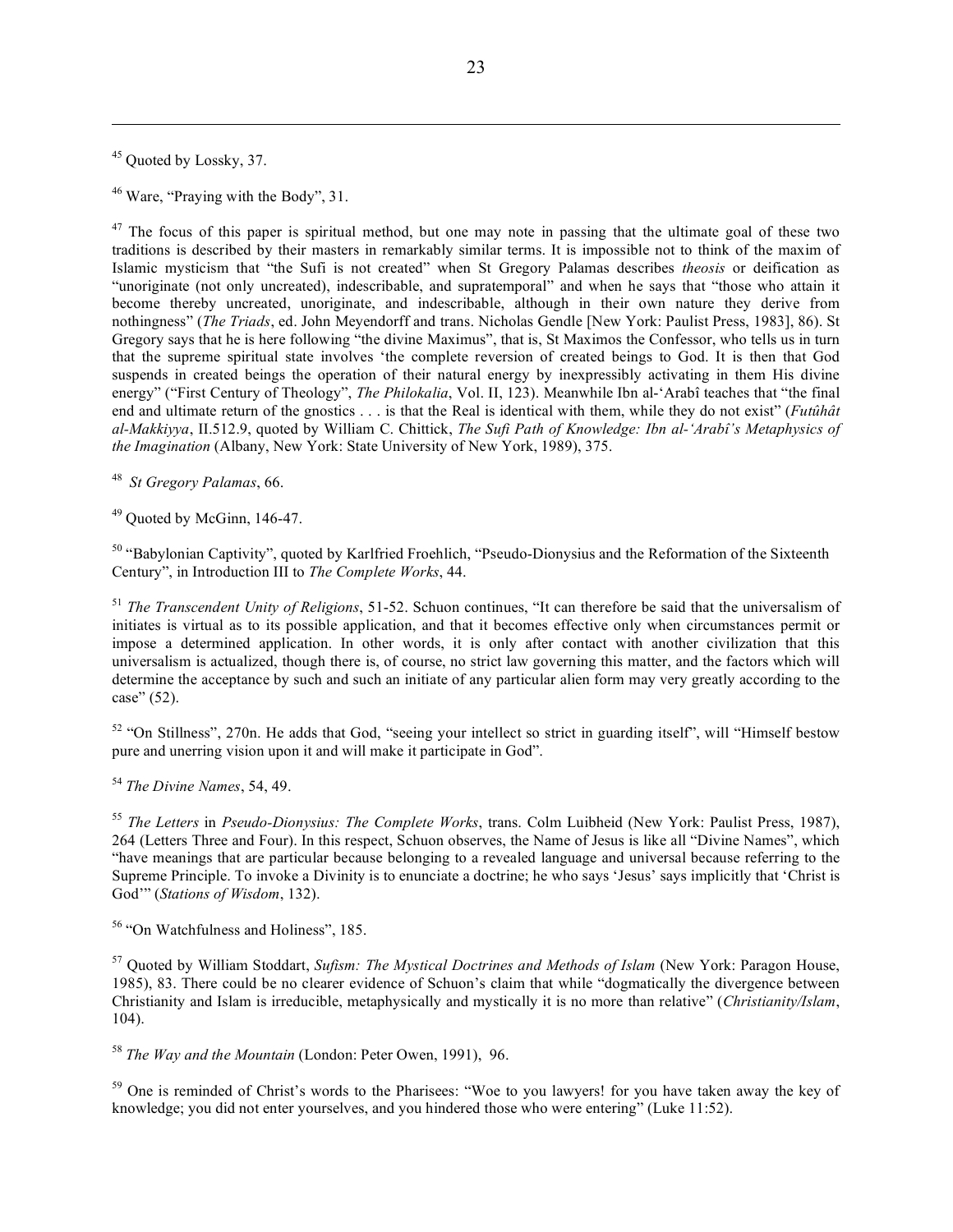[45] Quoted by Lossky, 37.

[46] Ware, "Praying with the Body", 31.

[47] The focus of this paper is spiritual method, but one may note in passing that the ultimate goal of these two traditions is described by their masters in remarkably similar terms. It is impossible not to think of the maxim of Islamic mysticism that "the Sufi is not created" when St Gregory Palamas describes *theosis* or deification as "unoriginate (not only uncreated), indescribable, and supratemporal" and when he says that "those who attain it become thereby uncreated, unoriginate, and indescribable, although in their own nature they derive from nothingness" (*The Triads*, ed. John Meyendorff and trans. Nicholas Gendle [New York: Paulist Press, 1983], 86). St Gregory says that he is here following "the divine Maximus", that is, St Maximos the Confessor, who tells us in turn that the supreme spiritual state involves 'the complete reversion of created beings to God. It is then that God suspends in created beings the operation of their natural energy by inexpressibly activating in them His divine energy" ("First Century of Theology", *The Philokalia*, Vol. II, 123). Meanwhile Ibn al-'Arabî teaches that "the final end and ultimate return of the gnostics . . . is that the Real is identical with them, while they do not exist" (*Futûhât al-Makkiyya*, II.512.9, quoted by William C. Chittick, *The Sufi Path of Knowledge: Ibn al-'Arabî's Metaphysics of the Imagination* (Albany, New York: State University of New York, 1989), 375.

[48] *St Gregory Palamas*, 66.

[49] Quoted by McGinn, 146-47.

[50] "Babylonian Captivity", quoted by Karlfried Froehlich, "Pseudo-Dionysius and the Reformation of the Sixteenth Century", in Introduction III to *The Complete Works*, 44.

[51] *The Transcendent Unity of Religions*, 51-52. Schuon continues, "It can therefore be said that the universalism of initiates is virtual as to its possible application, and that it becomes effective only when circumstances permit or impose a determined application. In other words, it is only after contact with another civilization that this universalism is actualized, though there is, of course, no strict law governing this matter, and the factors which will determine the acceptance by such and such an initiate of any particular alien form may very greatly according to the case" (52).

[52] "On Stillness", 270n. He adds that God, "seeing your intellect so strict in guarding itself", will "Himself bestow pure and unerring vision upon it and will make it participate in God".

[54] *The Divine Names*, 54, 49.

[55] *The Letters* in *Pseudo-Dionysius: The Complete Works*, trans. Colm Luibheid (New York: Paulist Press, 1987), 264 (Letters Three and Four). In this respect, Schuon observes, the Name of Jesus is like all "Divine Names", which "have meanings that are particular because belonging to a revealed language and universal because referring to the Supreme Principle. To invoke a Divinity is to enunciate a doctrine; he who says 'Jesus' says implicitly that 'Christ is God'" (*Stations of Wisdom*, 132).

[56] "On Watchfulness and Holiness", 185.

[57] Quoted by William Stoddart, *Sufism: The Mystical Doctrines and Methods of Islam* (New York: Paragon House, 1985), 83. There could be no clearer evidence of Schuon's claim that while "dogmatically the divergence between Christianity and Islam is irreducible, metaphysically and mystically it is no more than relative" (*Christianity/Islam*, 104).

[58] *The Way and the Mountain* (London: Peter Owen, 1991), 96.

[59] One is reminded of Christ's words to the Pharisees: "Woe to you lawyers! for you have taken away the key of knowledge; you did not enter yourselves, and you hindered those who were entering" (Luke 11:52).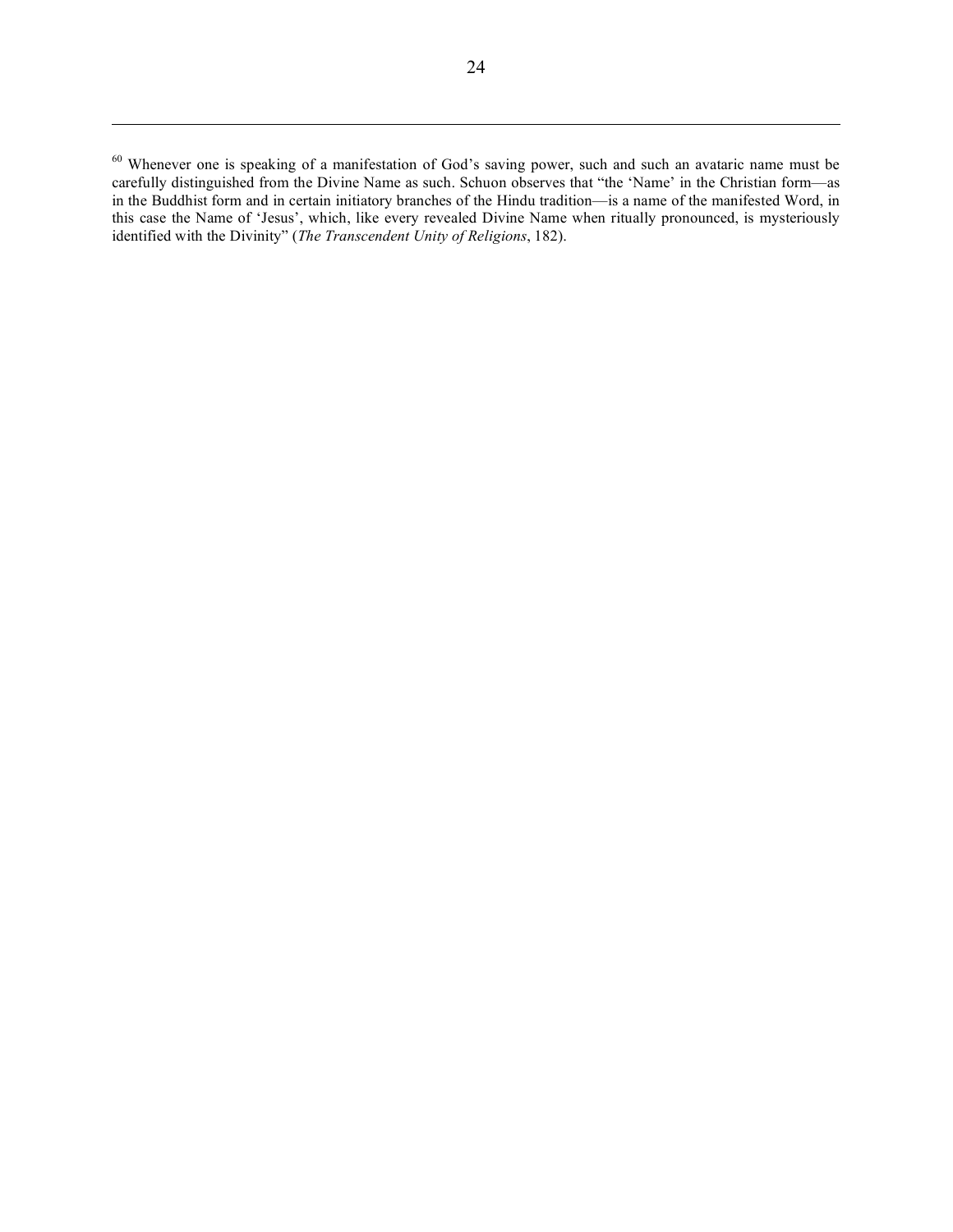[60] Whenever one is speaking of a manifestation of God's saving power, such and such an avataric name must be carefully distinguished from the Divine Name as such. Schuon observes that "the 'Name' in the Christian form—as in the Buddhist form and in certain initiatory branches of the Hindu tradition—is a name of the manifested Word, in this case the Name of 'Jesus', which, like every revealed Divine Name when ritually pronounced, is mysteriously identified with the Divinity" (*The Transcendent Unity of Religions*, 182).